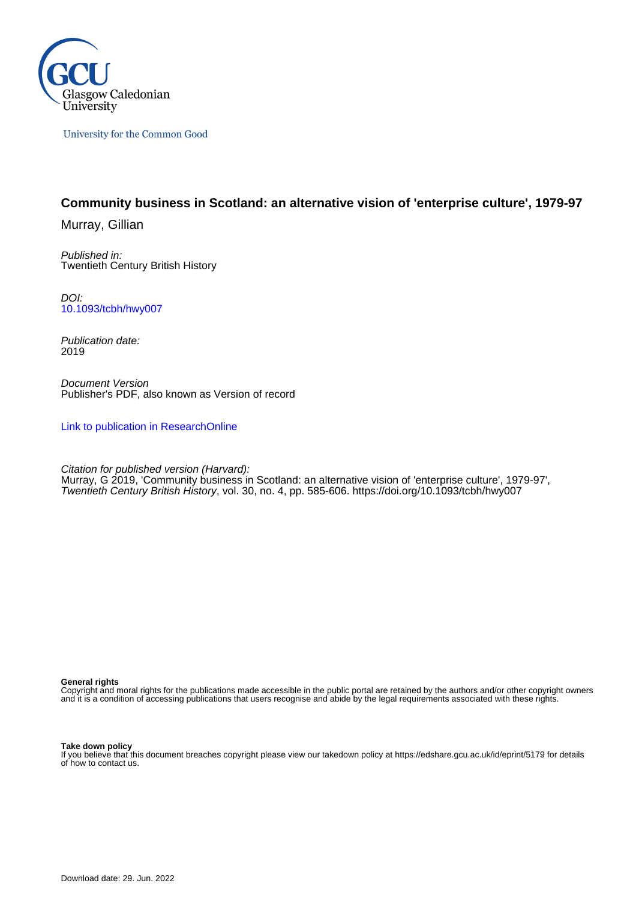Glasgow Caledonian University

University for the Common Good

# Community business in Scotland: an alternative vision of 'enterprise culture', 1979-97

Murray, Gillian

*Published in:*
Twentieth Century British History

*DOI:*
10.1093/tcbh/hwy007

*Publication date:*
2019

*Document Version*
Publisher's PDF, also known as Version of record

Link to publication in ResearchOnline

*Citation for published version (Harvard):*
Murray, G 2019, 'Community business in Scotland: an alternative vision of 'enterprise culture', 1979-97', *Twentieth Century British History*, vol. 30, no. 4, pp. 585-606. https://doi.org/10.1093/tcbh/hwy007

**General rights**
Copyright and moral rights for the publications made accessible in the public portal are retained by the authors and/or other copyright owners and it is a condition of accessing publications that users recognise and abide by the legal requirements associated with these rights.

**Take down policy**
If you believe that this document breaches copyright please view our takedown policy at https://edshare.gcu.ac.uk/id/eprint/5179 for details of how to contact us.

Download date: 29. Jun. 2022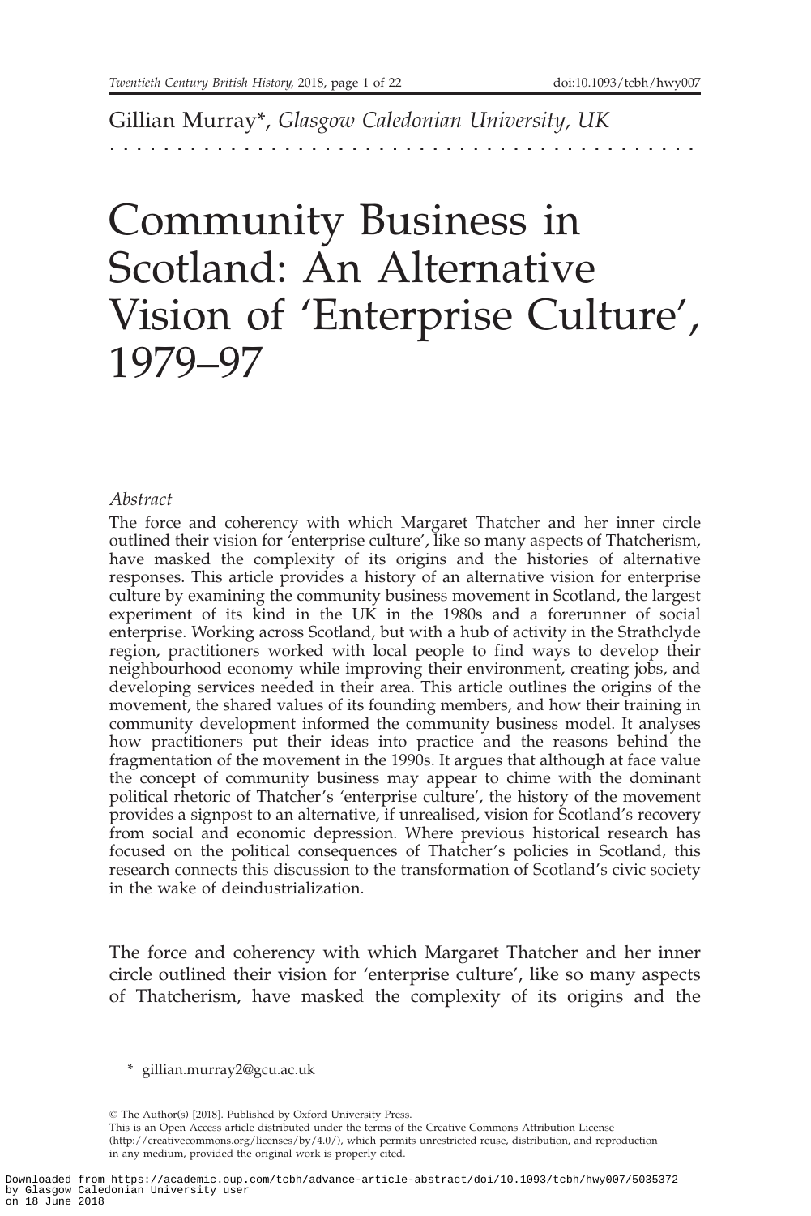Gillian Murray*, *Glasgow Caledonian University, UK*

# Community Business in Scotland: An Alternative Vision of 'Enterprise Culture', 1979–97

*Abstract*

The force and coherency with which Margaret Thatcher and her inner circle outlined their vision for 'enterprise culture', like so many aspects of Thatcherism, have masked the complexity of its origins and the histories of alternative responses. This article provides a history of an alternative vision for enterprise culture by examining the community business movement in Scotland, the largest experiment of its kind in the UK in the 1980s and a forerunner of social enterprise. Working across Scotland, but with a hub of activity in the Strathclyde region, practitioners worked with local people to find ways to develop their neighbourhood economy while improving their environment, creating jobs, and developing services needed in their area. This article outlines the origins of the movement, the shared values of its founding members, and how their training in community development informed the community business model. It analyses how practitioners put their ideas into practice and the reasons behind the fragmentation of the movement in the 1990s. It argues that although at face value the concept of community business may appear to chime with the dominant political rhetoric of Thatcher's 'enterprise culture', the history of the movement provides a signpost to an alternative, if unrealised, vision for Scotland's recovery from social and economic depression. Where previous historical research has focused on the political consequences of Thatcher's policies in Scotland, this research connects this discussion to the transformation of Scotland's civic society in the wake of deindustrialization.

The force and coherency with which Margaret Thatcher and her inner circle outlined their vision for 'enterprise culture', like so many aspects of Thatcherism, have masked the complexity of its origins and the

\* gillian.murray2@gcu.ac.uk

© The Author(s) [2018]. Published by Oxford University Press.
This is an Open Access article distributed under the terms of the Creative Commons Attribution License (http://creativecommons.org/licenses/by/4.0/), which permits unrestricted reuse, distribution, and reproduction in any medium, provided the original work is properly cited.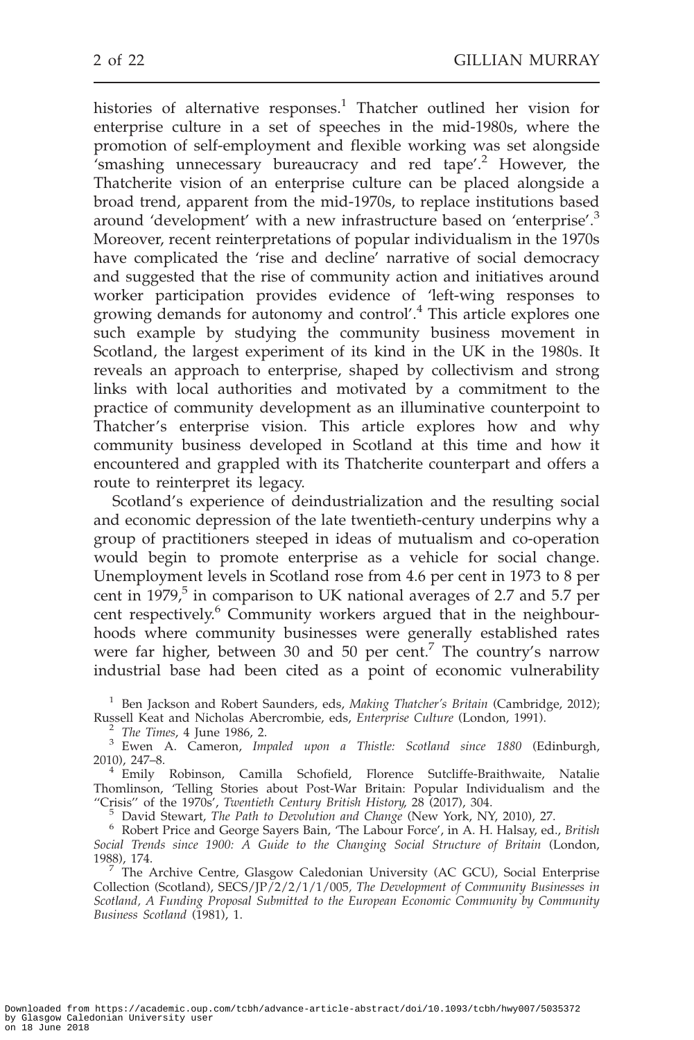histories of alternative responses.[1] Thatcher outlined her vision for enterprise culture in a set of speeches in the mid-1980s, where the promotion of self-employment and flexible working was set alongside 'smashing unnecessary bureaucracy and red tape'.[2] However, the Thatcherite vision of an enterprise culture can be placed alongside a broad trend, apparent from the mid-1970s, to replace institutions based around 'development' with a new infrastructure based on 'enterprise'.[3] Moreover, recent reinterpretations of popular individualism in the 1970s have complicated the 'rise and decline' narrative of social democracy and suggested that the rise of community action and initiatives around worker participation provides evidence of 'left-wing responses to growing demands for autonomy and control'.[4] This article explores one such example by studying the community business movement in Scotland, the largest experiment of its kind in the UK in the 1980s. It reveals an approach to enterprise, shaped by collectivism and strong links with local authorities and motivated by a commitment to the practice of community development as an illuminative counterpoint to Thatcher's enterprise vision. This article explores how and why community business developed in Scotland at this time and how it encountered and grappled with its Thatcherite counterpart and offers a route to reinterpret its legacy.

Scotland's experience of deindustrialization and the resulting social and economic depression of the late twentieth-century underpins why a group of practitioners steeped in ideas of mutualism and co-operation would begin to promote enterprise as a vehicle for social change. Unemployment levels in Scotland rose from 4.6 per cent in 1973 to 8 per cent in 1979,[5] in comparison to UK national averages of 2.7 and 5.7 per cent respectively.[6] Community workers argued that in the neighbourhoods where community businesses were generally established rates were far higher, between 30 and 50 per cent.[7] The country's narrow industrial base had been cited as a point of economic vulnerability

[1] Ben Jackson and Robert Saunders, eds, *Making Thatcher's Britain* (Cambridge, 2012); Russell Keat and Nicholas Abercrombie, eds, *Enterprise Culture* (London, 1991).

[2] *The Times*, 4 June 1986, 2.

[3] Ewen A. Cameron, *Impaled upon a Thistle: Scotland since 1880* (Edinburgh, 2010), 247–8.

[4] Emily Robinson, Camilla Schofield, Florence Sutcliffe-Braithwaite, Natalie Thomlinson, 'Telling Stories about Post-War Britain: Popular Individualism and the "Crisis" of the 1970s', *Twentieth Century British History*, 28 (2017), 304.

[5] David Stewart, *The Path to Devolution and Change* (New York, NY, 2010), 27.

[6] Robert Price and George Sayers Bain, 'The Labour Force', in A. H. Halsay, ed., *British Social Trends since 1900: A Guide to the Changing Social Structure of Britain* (London, 1988), 174.

[7] The Archive Centre, Glasgow Caledonian University (AC GCU), Social Enterprise Collection (Scotland), SECS/JP/2/2/1/1/005, *The Development of Community Businesses in Scotland, A Funding Proposal Submitted to the European Economic Community by Community Business Scotland* (1981), 1.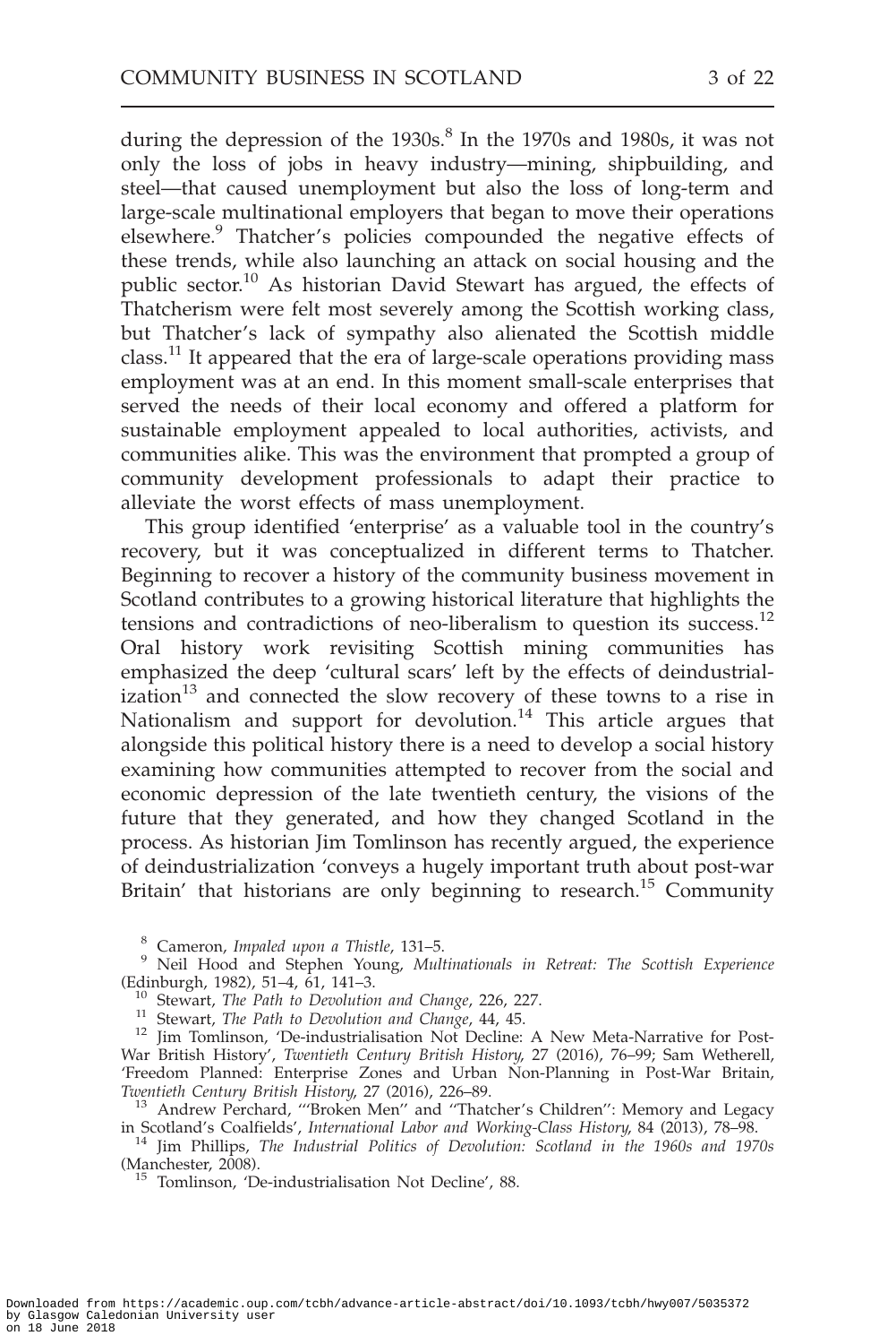during the depression of the 1930s.[8] In the 1970s and 1980s, it was not only the loss of jobs in heavy industry—mining, shipbuilding, and steel—that caused unemployment but also the loss of long-term and large-scale multinational employers that began to move their operations elsewhere.[9] Thatcher's policies compounded the negative effects of these trends, while also launching an attack on social housing and the public sector.[10] As historian David Stewart has argued, the effects of Thatcherism were felt most severely among the Scottish working class, but Thatcher's lack of sympathy also alienated the Scottish middle class.[11] It appeared that the era of large-scale operations providing mass employment was at an end. In this moment small-scale enterprises that served the needs of their local economy and offered a platform for sustainable employment appealed to local authorities, activists, and communities alike. This was the environment that prompted a group of community development professionals to adapt their practice to alleviate the worst effects of mass unemployment.

This group identified 'enterprise' as a valuable tool in the country's recovery, but it was conceptualized in different terms to Thatcher. Beginning to recover a history of the community business movement in Scotland contributes to a growing historical literature that highlights the tensions and contradictions of neo-liberalism to question its success.[12] Oral history work revisiting Scottish mining communities has emphasized the deep 'cultural scars' left by the effects of deindustrialization[13] and connected the slow recovery of these towns to a rise in Nationalism and support for devolution.[14] This article argues that alongside this political history there is a need to develop a social history examining how communities attempted to recover from the social and economic depression of the late twentieth century, the visions of the future that they generated, and how they changed Scotland in the process. As historian Jim Tomlinson has recently argued, the experience of deindustrialization 'conveys a hugely important truth about post-war Britain' that historians are only beginning to research.[15] Community

[8] Cameron, *Impaled upon a Thistle*, 131–5.

[9] Neil Hood and Stephen Young, *Multinationals in Retreat: The Scottish Experience* (Edinburgh, 1982), 51–4, 61, 141–3.

[10] Stewart, *The Path to Devolution and Change*, 226, 227.

[11] Stewart, *The Path to Devolution and Change*, 44, 45.

[12] Jim Tomlinson, 'De-industrialisation Not Decline: A New Meta-Narrative for Post-War British History', *Twentieth Century British History*, 27 (2016), 76–99; Sam Wetherell, 'Freedom Planned: Enterprise Zones and Urban Non-Planning in Post-War Britain, *Twentieth Century British History*, 27 (2016), 226–89.

[13] Andrew Perchard, '"Broken Men" and "Thatcher's Children": Memory and Legacy in Scotland's Coalfields', *International Labor and Working-Class History*, 84 (2013), 78–98.

[14] Jim Phillips, *The Industrial Politics of Devolution: Scotland in the 1960s and 1970s* (Manchester, 2008).

[15] Tomlinson, 'De-industrialisation Not Decline', 88.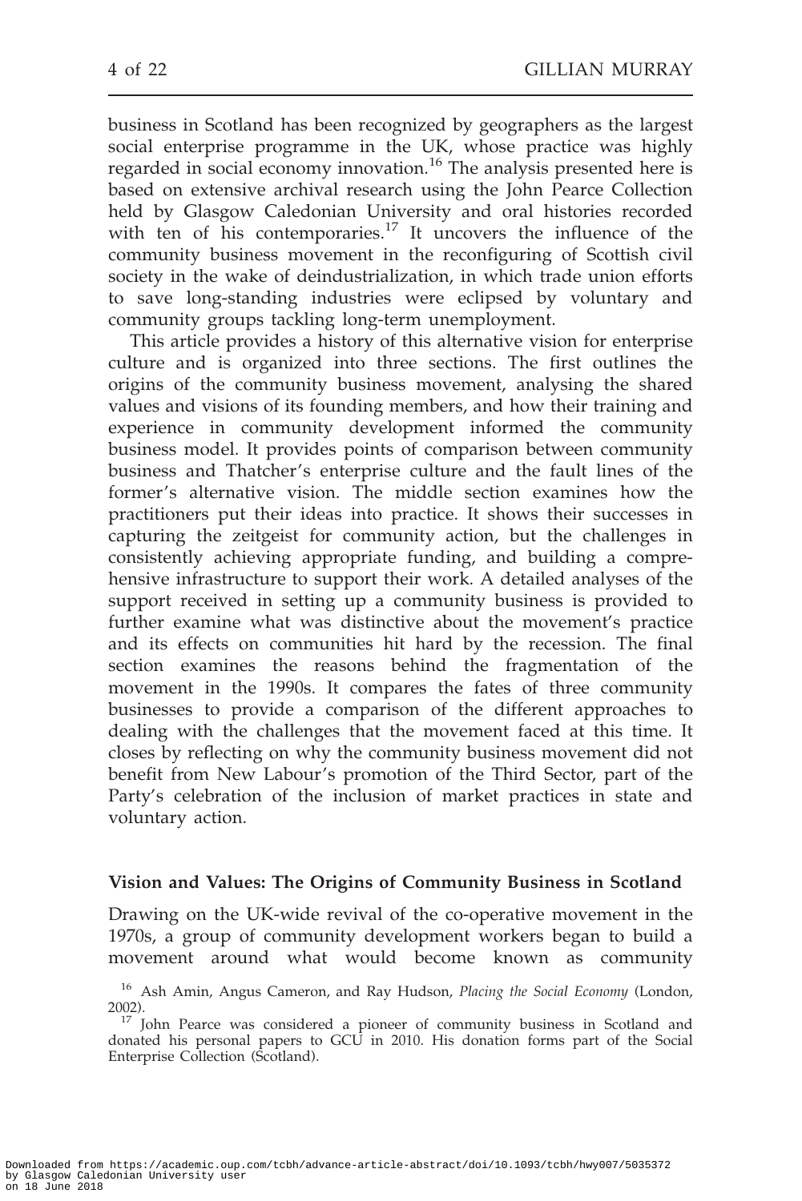business in Scotland has been recognized by geographers as the largest social enterprise programme in the UK, whose practice was highly regarded in social economy innovation.[16] The analysis presented here is based on extensive archival research using the John Pearce Collection held by Glasgow Caledonian University and oral histories recorded with ten of his contemporaries.[17] It uncovers the influence of the community business movement in the reconfiguring of Scottish civil society in the wake of deindustrialization, in which trade union efforts to save long-standing industries were eclipsed by voluntary and community groups tackling long-term unemployment.

This article provides a history of this alternative vision for enterprise culture and is organized into three sections. The first outlines the origins of the community business movement, analysing the shared values and visions of its founding members, and how their training and experience in community development informed the community business model. It provides points of comparison between community business and Thatcher's enterprise culture and the fault lines of the former's alternative vision. The middle section examines how the practitioners put their ideas into practice. It shows their successes in capturing the zeitgeist for community action, but the challenges in consistently achieving appropriate funding, and building a comprehensive infrastructure to support their work. A detailed analyses of the support received in setting up a community business is provided to further examine what was distinctive about the movement's practice and its effects on communities hit hard by the recession. The final section examines the reasons behind the fragmentation of the movement in the 1990s. It compares the fates of three community businesses to provide a comparison of the different approaches to dealing with the challenges that the movement faced at this time. It closes by reflecting on why the community business movement did not benefit from New Labour's promotion of the Third Sector, part of the Party's celebration of the inclusion of market practices in state and voluntary action.

### Vision and Values: The Origins of Community Business in Scotland

Drawing on the UK-wide revival of the co-operative movement in the 1970s, a group of community development workers began to build a movement around what would become known as community

[16] Ash Amin, Angus Cameron, and Ray Hudson, *Placing the Social Economy* (London, 2002).

[17] John Pearce was considered a pioneer of community business in Scotland and donated his personal papers to GCU in 2010. His donation forms part of the Social Enterprise Collection (Scotland).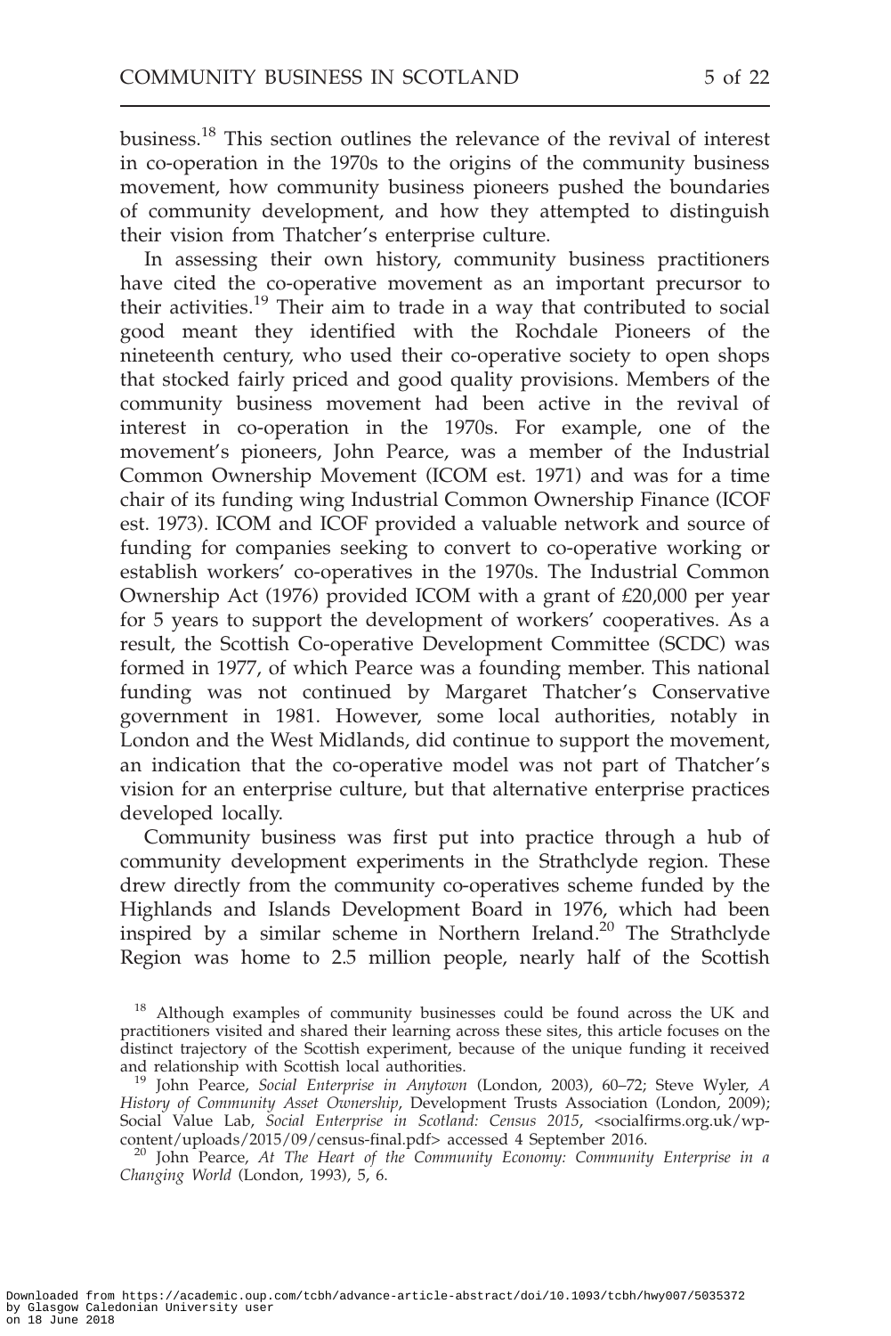business.[18] This section outlines the relevance of the revival of interest in co-operation in the 1970s to the origins of the community business movement, how community business pioneers pushed the boundaries of community development, and how they attempted to distinguish their vision from Thatcher's enterprise culture.

In assessing their own history, community business practitioners have cited the co-operative movement as an important precursor to their activities.[19] Their aim to trade in a way that contributed to social good meant they identified with the Rochdale Pioneers of the nineteenth century, who used their co-operative society to open shops that stocked fairly priced and good quality provisions. Members of the community business movement had been active in the revival of interest in co-operation in the 1970s. For example, one of the movement's pioneers, John Pearce, was a member of the Industrial Common Ownership Movement (ICOM est. 1971) and was for a time chair of its funding wing Industrial Common Ownership Finance (ICOF est. 1973). ICOM and ICOF provided a valuable network and source of funding for companies seeking to convert to co-operative working or establish workers' co-operatives in the 1970s. The Industrial Common Ownership Act (1976) provided ICOM with a grant of £20,000 per year for 5 years to support the development of workers' cooperatives. As a result, the Scottish Co-operative Development Committee (SCDC) was formed in 1977, of which Pearce was a founding member. This national funding was not continued by Margaret Thatcher's Conservative government in 1981. However, some local authorities, notably in London and the West Midlands, did continue to support the movement, an indication that the co-operative model was not part of Thatcher's vision for an enterprise culture, but that alternative enterprise practices developed locally.

Community business was first put into practice through a hub of community development experiments in the Strathclyde region. These drew directly from the community co-operatives scheme funded by the Highlands and Islands Development Board in 1976, which had been inspired by a similar scheme in Northern Ireland.[20] The Strathclyde Region was home to 2.5 million people, nearly half of the Scottish

[18] Although examples of community businesses could be found across the UK and practitioners visited and shared their learning across these sites, this article focuses on the distinct trajectory of the Scottish experiment, because of the unique funding it received and relationship with Scottish local authorities.

[19] John Pearce, *Social Enterprise in Anytown* (London, 2003), 60–72; Steve Wyler, *A History of Community Asset Ownership*, Development Trusts Association (London, 2009); Social Value Lab, *Social Enterprise in Scotland: Census 2015*, <socialfirms.org.uk/wp-content/uploads/2015/09/census-final.pdf> accessed 4 September 2016.

[20] John Pearce, *At The Heart of the Community Economy: Community Enterprise in a Changing World* (London, 1993), 5, 6.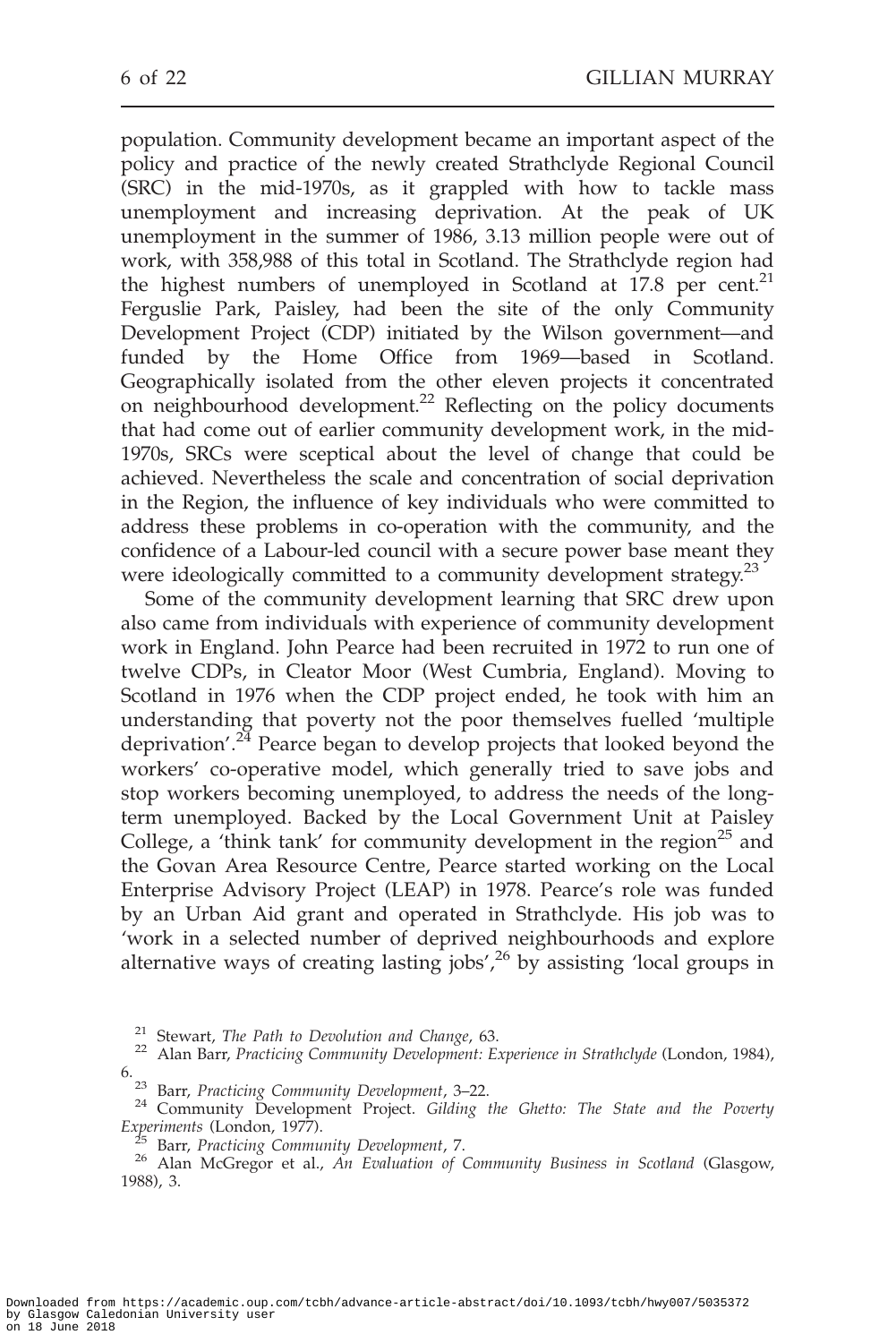population. Community development became an important aspect of the policy and practice of the newly created Strathclyde Regional Council (SRC) in the mid-1970s, as it grappled with how to tackle mass unemployment and increasing deprivation. At the peak of UK unemployment in the summer of 1986, 3.13 million people were out of work, with 358,988 of this total in Scotland. The Strathclyde region had the highest numbers of unemployed in Scotland at 17.8 per cent.[21] Ferguslie Park, Paisley, had been the site of the only Community Development Project (CDP) initiated by the Wilson government—and funded by the Home Office from 1969—based in Scotland. Geographically isolated from the other eleven projects it concentrated on neighbourhood development.[22] Reflecting on the policy documents that had come out of earlier community development work, in the mid-1970s, SRCs were sceptical about the level of change that could be achieved. Nevertheless the scale and concentration of social deprivation in the Region, the influence of key individuals who were committed to address these problems in co-operation with the community, and the confidence of a Labour-led council with a secure power base meant they were ideologically committed to a community development strategy.[23]

Some of the community development learning that SRC drew upon also came from individuals with experience of community development work in England. John Pearce had been recruited in 1972 to run one of twelve CDPs, in Cleator Moor (West Cumbria, England). Moving to Scotland in 1976 when the CDP project ended, he took with him an understanding that poverty not the poor themselves fuelled 'multiple deprivation'.[24] Pearce began to develop projects that looked beyond the workers' co-operative model, which generally tried to save jobs and stop workers becoming unemployed, to address the needs of the long-term unemployed. Backed by the Local Government Unit at Paisley College, a 'think tank' for community development in the region[25] and the Govan Area Resource Centre, Pearce started working on the Local Enterprise Advisory Project (LEAP) in 1978. Pearce's role was funded by an Urban Aid grant and operated in Strathclyde. His job was to 'work in a selected number of deprived neighbourhoods and explore alternative ways of creating lasting jobs',[26] by assisting 'local groups in

---

[21] Stewart, *The Path to Devolution and Change*, 63.

[22] Alan Barr, *Practicing Community Development: Experience in Strathclyde* (London, 1984), 6.

[23] Barr, *Practicing Community Development*, 3–22.

[24] Community Development Project. *Gilding the Ghetto: The State and the Poverty Experiments* (London, 1977).

[25] Barr, *Practicing Community Development*, 7.

[26] Alan McGregor et al., *An Evaluation of Community Business in Scotland* (Glasgow, 1988), 3.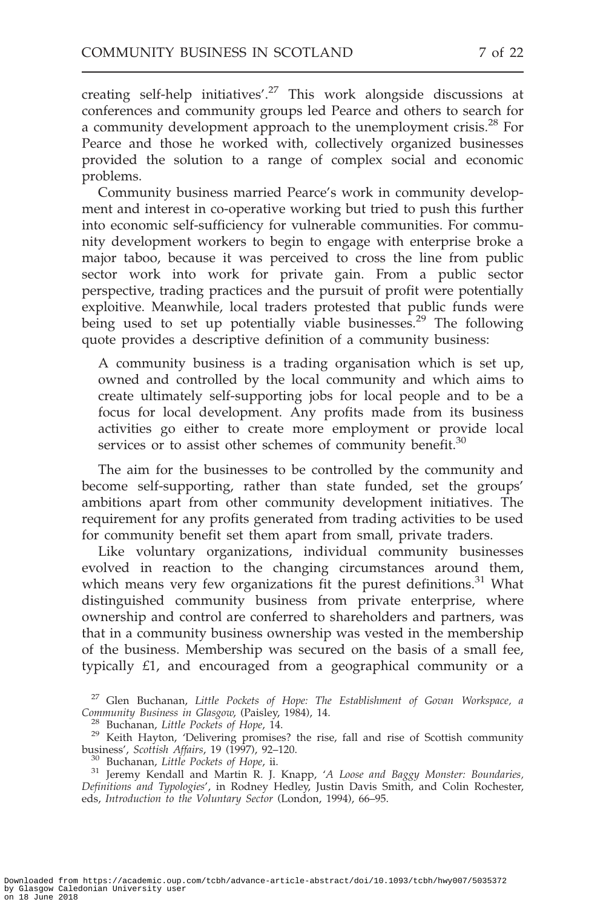creating self-help initiatives'.[27] This work alongside discussions at conferences and community groups led Pearce and others to search for a community development approach to the unemployment crisis.[28] For Pearce and those he worked with, collectively organized businesses provided the solution to a range of complex social and economic problems.

Community business married Pearce's work in community development and interest in co-operative working but tried to push this further into economic self-sufficiency for vulnerable communities. For community development workers to begin to engage with enterprise broke a major taboo, because it was perceived to cross the line from public sector work into work for private gain. From a public sector perspective, trading practices and the pursuit of profit were potentially exploitive. Meanwhile, local traders protested that public funds were being used to set up potentially viable businesses.[29] The following quote provides a descriptive definition of a community business:

> A community business is a trading organisation which is set up, owned and controlled by the local community and which aims to create ultimately self-supporting jobs for local people and to be a focus for local development. Any profits made from its business activities go either to create more employment or provide local services or to assist other schemes of community benefit.[30]

The aim for the businesses to be controlled by the community and become self-supporting, rather than state funded, set the groups' ambitions apart from other community development initiatives. The requirement for any profits generated from trading activities to be used for community benefit set them apart from small, private traders.

Like voluntary organizations, individual community businesses evolved in reaction to the changing circumstances around them, which means very few organizations fit the purest definitions.[31] What distinguished community business from private enterprise, where ownership and control are conferred to shareholders and partners, was that in a community business ownership was vested in the membership of the business. Membership was secured on the basis of a small fee, typically £1, and encouraged from a geographical community or a

---

[27] Glen Buchanan, *Little Pockets of Hope: The Establishment of Govan Workspace, a Community Business in Glasgow*, (Paisley, 1984), 14.

[28] Buchanan, *Little Pockets of Hope*, 14.

[29] Keith Hayton, 'Delivering promises? the rise, fall and rise of Scottish community business', *Scottish Affairs*, 19 (1997), 92–120.

[30] Buchanan, *Little Pockets of Hope*, ii.

[31] Jeremy Kendall and Martin R. J. Knapp, '*A Loose and Baggy Monster: Boundaries, Definitions and Typologies*', in Rodney Hedley, Justin Davis Smith, and Colin Rochester, eds, *Introduction to the Voluntary Sector* (London, 1994), 66–95.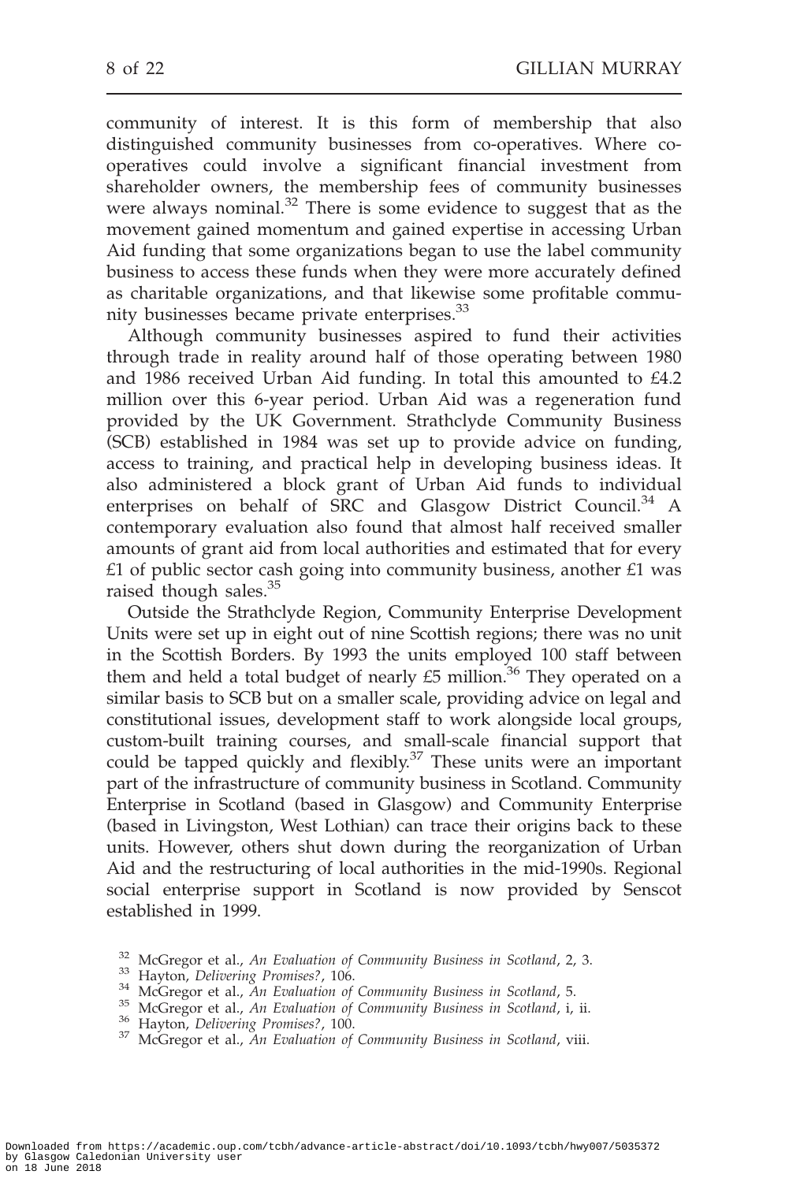community of interest. It is this form of membership that also distinguished community businesses from co-operatives. Where co-operatives could involve a significant financial investment from shareholder owners, the membership fees of community businesses were always nominal.[32] There is some evidence to suggest that as the movement gained momentum and gained expertise in accessing Urban Aid funding that some organizations began to use the label community business to access these funds when they were more accurately defined as charitable organizations, and that likewise some profitable community businesses became private enterprises.[33]

Although community businesses aspired to fund their activities through trade in reality around half of those operating between 1980 and 1986 received Urban Aid funding. In total this amounted to £4.2 million over this 6-year period. Urban Aid was a regeneration fund provided by the UK Government. Strathclyde Community Business (SCB) established in 1984 was set up to provide advice on funding, access to training, and practical help in developing business ideas. It also administered a block grant of Urban Aid funds to individual enterprises on behalf of SRC and Glasgow District Council.[34] A contemporary evaluation also found that almost half received smaller amounts of grant aid from local authorities and estimated that for every £1 of public sector cash going into community business, another £1 was raised though sales.[35]

Outside the Strathclyde Region, Community Enterprise Development Units were set up in eight out of nine Scottish regions; there was no unit in the Scottish Borders. By 1993 the units employed 100 staff between them and held a total budget of nearly £5 million.[36] They operated on a similar basis to SCB but on a smaller scale, providing advice on legal and constitutional issues, development staff to work alongside local groups, custom-built training courses, and small-scale financial support that could be tapped quickly and flexibly.[37] These units were an important part of the infrastructure of community business in Scotland. Community Enterprise in Scotland (based in Glasgow) and Community Enterprise (based in Livingston, West Lothian) can trace their origins back to these units. However, others shut down during the reorganization of Urban Aid and the restructuring of local authorities in the mid-1990s. Regional social enterprise support in Scotland is now provided by Senscot established in 1999.

[32] McGregor et al., *An Evaluation of Community Business in Scotland*, 2, 3.
[33] Hayton, *Delivering Promises?*, 106.
[34] McGregor et al., *An Evaluation of Community Business in Scotland*, 5.
[35] McGregor et al., *An Evaluation of Community Business in Scotland*, i, ii.
[36] Hayton, *Delivering Promises?*, 100.
[37] McGregor et al., *An Evaluation of Community Business in Scotland*, viii.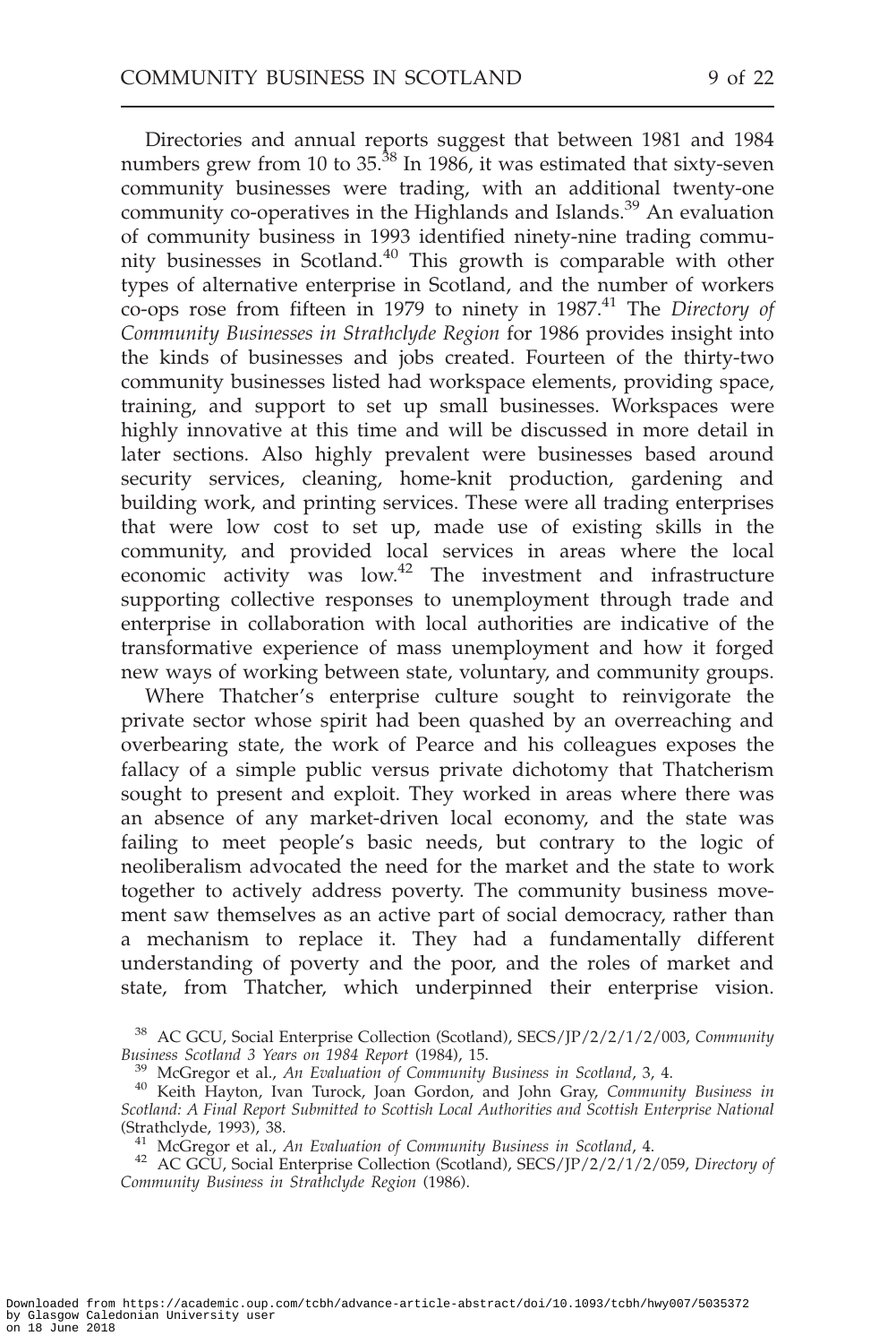Directories and annual reports suggest that between 1981 and 1984 numbers grew from 10 to 35.[38] In 1986, it was estimated that sixty-seven community businesses were trading, with an additional twenty-one community co-operatives in the Highlands and Islands.[39] An evaluation of community business in 1993 identified ninety-nine trading community businesses in Scotland.[40] This growth is comparable with other types of alternative enterprise in Scotland, and the number of workers co-ops rose from fifteen in 1979 to ninety in 1987.[41] The *Directory of Community Businesses in Strathclyde Region* for 1986 provides insight into the kinds of businesses and jobs created. Fourteen of the thirty-two community businesses listed had workspace elements, providing space, training, and support to set up small businesses. Workspaces were highly innovative at this time and will be discussed in more detail in later sections. Also highly prevalent were businesses based around security services, cleaning, home-knit production, gardening and building work, and printing services. These were all trading enterprises that were low cost to set up, made use of existing skills in the community, and provided local services in areas where the local economic activity was low.[42] The investment and infrastructure supporting collective responses to unemployment through trade and enterprise in collaboration with local authorities are indicative of the transformative experience of mass unemployment and how it forged new ways of working between state, voluntary, and community groups.

Where Thatcher's enterprise culture sought to reinvigorate the private sector whose spirit had been quashed by an overreaching and overbearing state, the work of Pearce and his colleagues exposes the fallacy of a simple public versus private dichotomy that Thatcherism sought to present and exploit. They worked in areas where there was an absence of any market-driven local economy, and the state was failing to meet people's basic needs, but contrary to the logic of neoliberalism advocated the need for the market and the state to work together to actively address poverty. The community business movement saw themselves as an active part of social democracy, rather than a mechanism to replace it. They had a fundamentally different understanding of poverty and the poor, and the roles of market and state, from Thatcher, which underpinned their enterprise vision.

[38] AC GCU, Social Enterprise Collection (Scotland), SECS/JP/2/2/1/2/003, *Community Business Scotland 3 Years on 1984 Report* (1984), 15.

[39] McGregor et al., *An Evaluation of Community Business in Scotland*, 3, 4.

[40] Keith Hayton, Ivan Turock, Joan Gordon, and John Gray, *Community Business in Scotland: A Final Report Submitted to Scottish Local Authorities and Scottish Enterprise National* (Strathclyde, 1993), 38.

[41] McGregor et al., *An Evaluation of Community Business in Scotland*, 4.

[42] AC GCU, Social Enterprise Collection (Scotland), SECS/JP/2/2/1/2/059, *Directory of Community Business in Strathclyde Region* (1986).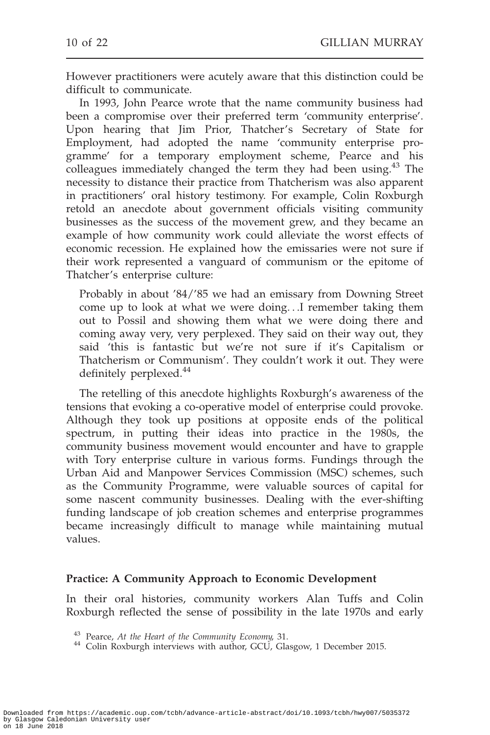However practitioners were acutely aware that this distinction could be difficult to communicate.

In 1993, John Pearce wrote that the name community business had been a compromise over their preferred term 'community enterprise'. Upon hearing that Jim Prior, Thatcher's Secretary of State for Employment, had adopted the name 'community enterprise programme' for a temporary employment scheme, Pearce and his colleagues immediately changed the term they had been using.[43] The necessity to distance their practice from Thatcherism was also apparent in practitioners' oral history testimony. For example, Colin Roxburgh retold an anecdote about government officials visiting community businesses as the success of the movement grew, and they became an example of how community work could alleviate the worst effects of economic recession. He explained how the emissaries were not sure if their work represented a vanguard of communism or the epitome of Thatcher's enterprise culture:

> Probably in about '84/'85 we had an emissary from Downing Street come up to look at what we were doing...I remember taking them out to Possil and showing them what we were doing there and coming away very, very perplexed. They said on their way out, they said 'this is fantastic but we're not sure if it's Capitalism or Thatcherism or Communism'. They couldn't work it out. They were definitely perplexed.[44]

The retelling of this anecdote highlights Roxburgh's awareness of the tensions that evoking a co-operative model of enterprise could provoke. Although they took up positions at opposite ends of the political spectrum, in putting their ideas into practice in the 1980s, the community business movement would encounter and have to grapple with Tory enterprise culture in various forms. Fundings through the Urban Aid and Manpower Services Commission (MSC) schemes, such as the Community Programme, were valuable sources of capital for some nascent community businesses. Dealing with the ever-shifting funding landscape of job creation schemes and enterprise programmes became increasingly difficult to manage while maintaining mutual values.

### Practice: A Community Approach to Economic Development

In their oral histories, community workers Alan Tuffs and Colin Roxburgh reflected the sense of possibility in the late 1970s and early

[43] Pearce, *At the Heart of the Community Economy*, 31.

[44] Colin Roxburgh interviews with author, GCU, Glasgow, 1 December 2015.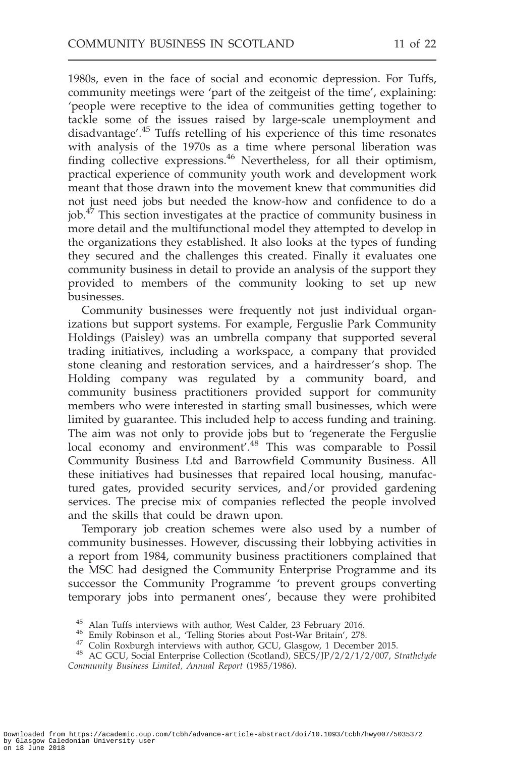1980s, even in the face of social and economic depression. For Tuffs, community meetings were 'part of the zeitgeist of the time', explaining: 'people were receptive to the idea of communities getting together to tackle some of the issues raised by large-scale unemployment and disadvantage'.[45] Tuffs retelling of his experience of this time resonates with analysis of the 1970s as a time where personal liberation was finding collective expressions.[46] Nevertheless, for all their optimism, practical experience of community youth work and development work meant that those drawn into the movement knew that communities did not just need jobs but needed the know-how and confidence to do a job.[47] This section investigates at the practice of community business in more detail and the multifunctional model they attempted to develop in the organizations they established. It also looks at the types of funding they secured and the challenges this created. Finally it evaluates one community business in detail to provide an analysis of the support they provided to members of the community looking to set up new businesses.

Community businesses were frequently not just individual organizations but support systems. For example, Ferguslie Park Community Holdings (Paisley) was an umbrella company that supported several trading initiatives, including a workspace, a company that provided stone cleaning and restoration services, and a hairdresser's shop. The Holding company was regulated by a community board, and community business practitioners provided support for community members who were interested in starting small businesses, which were limited by guarantee. This included help to access funding and training. The aim was not only to provide jobs but to 'regenerate the Ferguslie local economy and environment'.[48] This was comparable to Possil Community Business Ltd and Barrowfield Community Business. All these initiatives had businesses that repaired local housing, manufactured gates, provided security services, and/or provided gardening services. The precise mix of companies reflected the people involved and the skills that could be drawn upon.

Temporary job creation schemes were also used by a number of community businesses. However, discussing their lobbying activities in a report from 1984, community business practitioners complained that the MSC had designed the Community Enterprise Programme and its successor the Community Programme 'to prevent groups converting temporary jobs into permanent ones', because they were prohibited

[45] Alan Tuffs interviews with author, West Calder, 23 February 2016.

[46] Emily Robinson et al., 'Telling Stories about Post-War Britain', 278.

[47] Colin Roxburgh interviews with author, GCU, Glasgow, 1 December 2015.

[48] AC GCU, Social Enterprise Collection (Scotland), SECS/JP/2/2/1/2/007, *Strathclyde Community Business Limited, Annual Report* (1985/1986).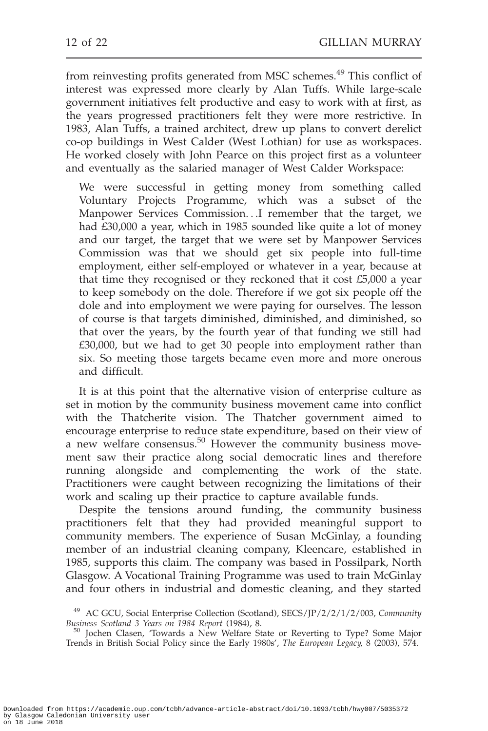from reinvesting profits generated from MSC schemes.[49] This conflict of interest was expressed more clearly by Alan Tuffs. While large-scale government initiatives felt productive and easy to work with at first, as the years progressed practitioners felt they were more restrictive. In 1983, Alan Tuffs, a trained architect, drew up plans to convert derelict co-op buildings in West Calder (West Lothian) for use as workspaces. He worked closely with John Pearce on this project first as a volunteer and eventually as the salaried manager of West Calder Workspace:

> We were successful in getting money from something called Voluntary Projects Programme, which was a subset of the Manpower Services Commission…I remember that the target, we had £30,000 a year, which in 1985 sounded like quite a lot of money and our target, the target that we were set by Manpower Services Commission was that we should get six people into full-time employment, either self-employed or whatever in a year, because at that time they recognised or they reckoned that it cost £5,000 a year to keep somebody on the dole. Therefore if we got six people off the dole and into employment we were paying for ourselves. The lesson of course is that targets diminished, diminished, and diminished, so that over the years, by the fourth year of that funding we still had £30,000, but we had to get 30 people into employment rather than six. So meeting those targets became even more and more onerous and difficult.

It is at this point that the alternative vision of enterprise culture as set in motion by the community business movement came into conflict with the Thatcherite vision. The Thatcher government aimed to encourage enterprise to reduce state expenditure, based on their view of a new welfare consensus.[50] However the community business movement saw their practice along social democratic lines and therefore running alongside and complementing the work of the state. Practitioners were caught between recognizing the limitations of their work and scaling up their practice to capture available funds.

Despite the tensions around funding, the community business practitioners felt that they had provided meaningful support to community members. The experience of Susan McGinlay, a founding member of an industrial cleaning company, Kleencare, established in 1985, supports this claim. The company was based in Possilpark, North Glasgow. A Vocational Training Programme was used to train McGinlay and four others in industrial and domestic cleaning, and they started

[49] AC GCU, Social Enterprise Collection (Scotland), SECS/JP/2/2/1/2/003, *Community Business Scotland 3 Years on 1984 Report* (1984), 8.

[50] Jochen Clasen, 'Towards a New Welfare State or Reverting to Type? Some Major Trends in British Social Policy since the Early 1980s', *The European Legacy*, 8 (2003), 574.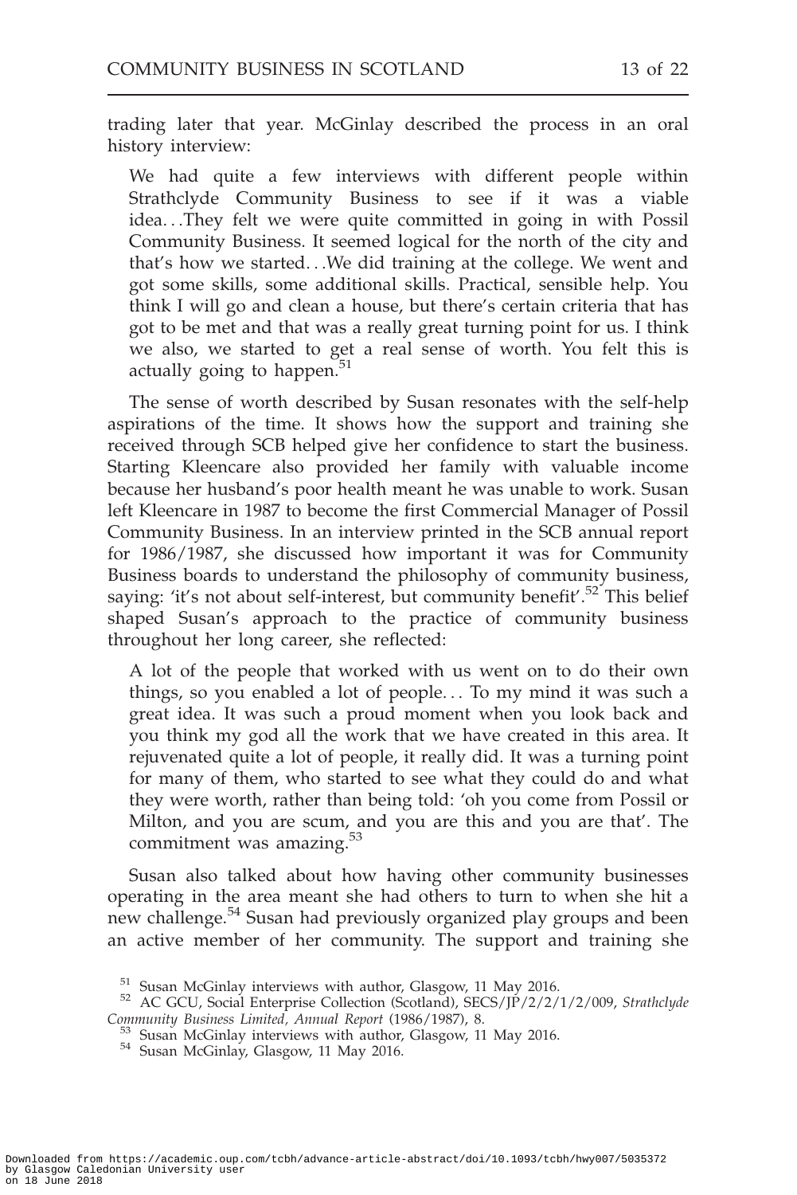trading later that year. McGinlay described the process in an oral history interview:

> We had quite a few interviews with different people within Strathclyde Community Business to see if it was a viable idea...They felt we were quite committed in going in with Possil Community Business. It seemed logical for the north of the city and that's how we started...We did training at the college. We went and got some skills, some additional skills. Practical, sensible help. You think I will go and clean a house, but there's certain criteria that has got to be met and that was a really great turning point for us. I think we also, we started to get a real sense of worth. You felt this is actually going to happen.[51]

The sense of worth described by Susan resonates with the self-help aspirations of the time. It shows how the support and training she received through SCB helped give her confidence to start the business. Starting Kleencare also provided her family with valuable income because her husband's poor health meant he was unable to work. Susan left Kleencare in 1987 to become the first Commercial Manager of Possil Community Business. In an interview printed in the SCB annual report for 1986/1987, she discussed how important it was for Community Business boards to understand the philosophy of community business, saying: 'it's not about self-interest, but community benefit'.[52] This belief shaped Susan's approach to the practice of community business throughout her long career, she reflected:

> A lot of the people that worked with us went on to do their own things, so you enabled a lot of people... To my mind it was such a great idea. It was such a proud moment when you look back and you think my god all the work that we have created in this area. It rejuvenated quite a lot of people, it really did. It was a turning point for many of them, who started to see what they could do and what they were worth, rather than being told: 'oh you come from Possil or Milton, and you are scum, and you are this and you are that'. The commitment was amazing.[53]

Susan also talked about how having other community businesses operating in the area meant she had others to turn to when she hit a new challenge.[54] Susan had previously organized play groups and been an active member of her community. The support and training she

---

[51] Susan McGinlay interviews with author, Glasgow, 11 May 2016.

[52] AC GCU, Social Enterprise Collection (Scotland), SECS/JP/2/2/1/2/009, *Strathclyde Community Business Limited, Annual Report* (1986/1987), 8.

[53] Susan McGinlay interviews with author, Glasgow, 11 May 2016.

[54] Susan McGinlay, Glasgow, 11 May 2016.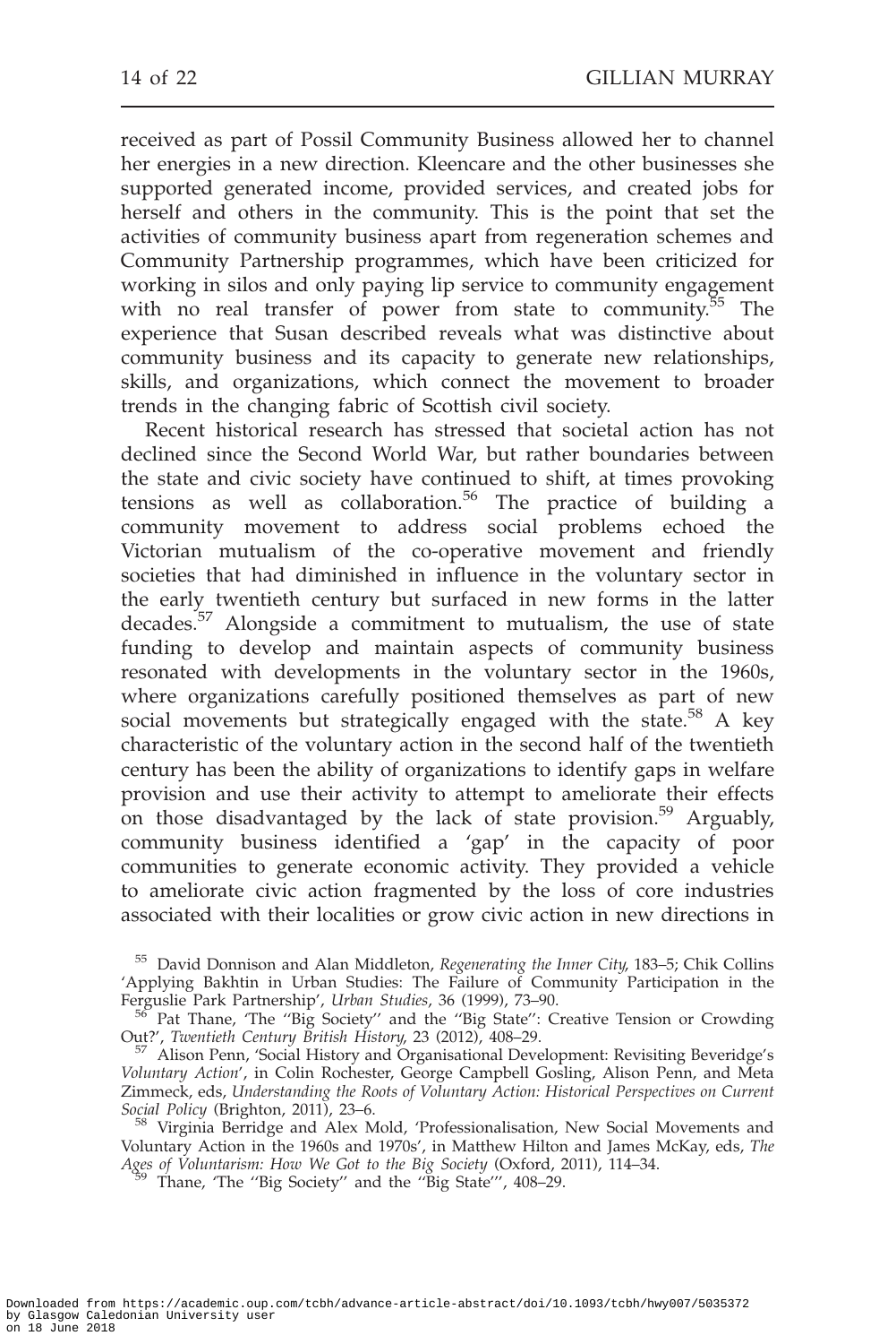received as part of Possil Community Business allowed her to channel her energies in a new direction. Kleencare and the other businesses she supported generated income, provided services, and created jobs for herself and others in the community. This is the point that set the activities of community business apart from regeneration schemes and Community Partnership programmes, which have been criticized for working in silos and only paying lip service to community engagement with no real transfer of power from state to community.[55] The experience that Susan described reveals what was distinctive about community business and its capacity to generate new relationships, skills, and organizations, which connect the movement to broader trends in the changing fabric of Scottish civil society.

Recent historical research has stressed that societal action has not declined since the Second World War, but rather boundaries between the state and civic society have continued to shift, at times provoking tensions as well as collaboration.[56] The practice of building a community movement to address social problems echoed the Victorian mutualism of the co-operative movement and friendly societies that had diminished in influence in the voluntary sector in the early twentieth century but surfaced in new forms in the latter decades.[57] Alongside a commitment to mutualism, the use of state funding to develop and maintain aspects of community business resonated with developments in the voluntary sector in the 1960s, where organizations carefully positioned themselves as part of new social movements but strategically engaged with the state.[58] A key characteristic of the voluntary action in the second half of the twentieth century has been the ability of organizations to identify gaps in welfare provision and use their activity to attempt to ameliorate their effects on those disadvantaged by the lack of state provision.[59] Arguably, community business identified a 'gap' in the capacity of poor communities to generate economic activity. They provided a vehicle to ameliorate civic action fragmented by the loss of core industries associated with their localities or grow civic action in new directions in

[55] David Donnison and Alan Middleton, *Regenerating the Inner City*, 183–5; Chik Collins 'Applying Bakhtin in Urban Studies: The Failure of Community Participation in the Ferguslie Park Partnership', *Urban Studies*, 36 (1999), 73–90.

[56] Pat Thane, 'The "Big Society" and the "Big State": Creative Tension or Crowding Out?', *Twentieth Century British History*, 23 (2012), 408–29.

[57] Alison Penn, 'Social History and Organisational Development: Revisiting Beveridge's *Voluntary Action*', in Colin Rochester, George Campbell Gosling, Alison Penn, and Meta Zimmeck, eds, *Understanding the Roots of Voluntary Action: Historical Perspectives on Current Social Policy* (Brighton, 2011), 23–6.

[58] Virginia Berridge and Alex Mold, 'Professionalisation, New Social Movements and Voluntary Action in the 1960s and 1970s', in Matthew Hilton and James McKay, eds, *The Ages of Voluntarism: How We Got to the Big Society* (Oxford, 2011), 114–34.

[59] Thane, 'The "Big Society" and the "Big State"', 408–29.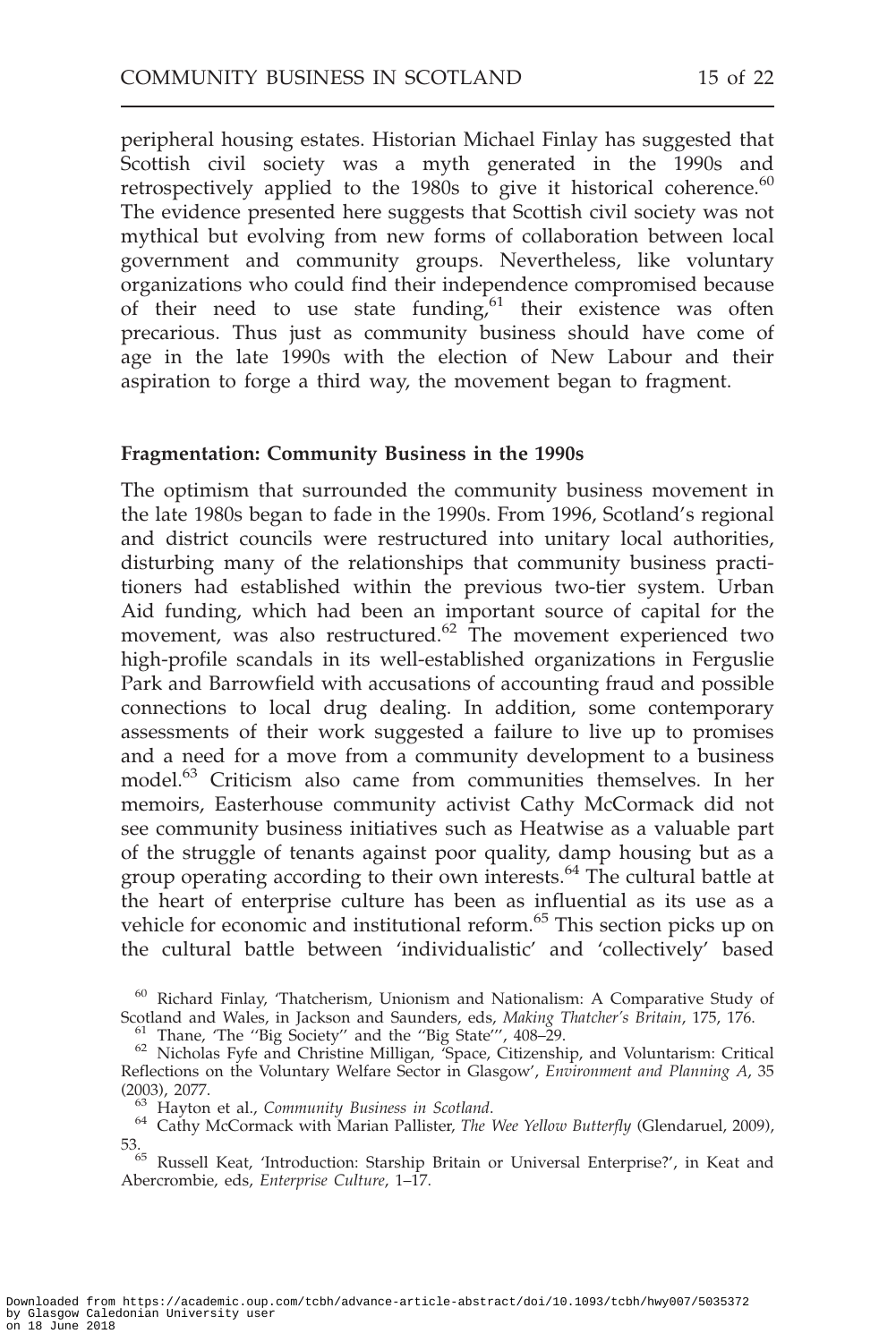peripheral housing estates. Historian Michael Finlay has suggested that Scottish civil society was a myth generated in the 1990s and retrospectively applied to the 1980s to give it historical coherence.[60] The evidence presented here suggests that Scottish civil society was not mythical but evolving from new forms of collaboration between local government and community groups. Nevertheless, like voluntary organizations who could find their independence compromised because of their need to use state funding,[61] their existence was often precarious. Thus just as community business should have come of age in the late 1990s with the election of New Labour and their aspiration to forge a third way, the movement began to fragment.

### Fragmentation: Community Business in the 1990s

The optimism that surrounded the community business movement in the late 1980s began to fade in the 1990s. From 1996, Scotland's regional and district councils were restructured into unitary local authorities, disturbing many of the relationships that community business practitioners had established within the previous two-tier system. Urban Aid funding, which had been an important source of capital for the movement, was also restructured.[62] The movement experienced two high-profile scandals in its well-established organizations in Ferguslie Park and Barrowfield with accusations of accounting fraud and possible connections to local drug dealing. In addition, some contemporary assessments of their work suggested a failure to live up to promises and a need for a move from a community development to a business model.[63] Criticism also came from communities themselves. In her memoirs, Easterhouse community activist Cathy McCormack did not see community business initiatives such as Heatwise as a valuable part of the struggle of tenants against poor quality, damp housing but as a group operating according to their own interests.[64] The cultural battle at the heart of enterprise culture has been as influential as its use as a vehicle for economic and institutional reform.[65] This section picks up on the cultural battle between 'individualistic' and 'collectively' based

[60] Richard Finlay, 'Thatcherism, Unionism and Nationalism: A Comparative Study of Scotland and Wales, in Jackson and Saunders, eds, *Making Thatcher's Britain*, 175, 176.

[61] Thane, 'The "Big Society" and the "Big State"', 408–29.

[62] Nicholas Fyfe and Christine Milligan, 'Space, Citizenship, and Voluntarism: Critical Reflections on the Voluntary Welfare Sector in Glasgow', *Environment and Planning A*, 35 (2003), 2077.

[63] Hayton et al., *Community Business in Scotland*.

[64] Cathy McCormack with Marian Pallister, *The Wee Yellow Butterfly* (Glendaruel, 2009), 53.

[65] Russell Keat, 'Introduction: Starship Britain or Universal Enterprise?', in Keat and Abercrombie, eds, *Enterprise Culture*, 1–17.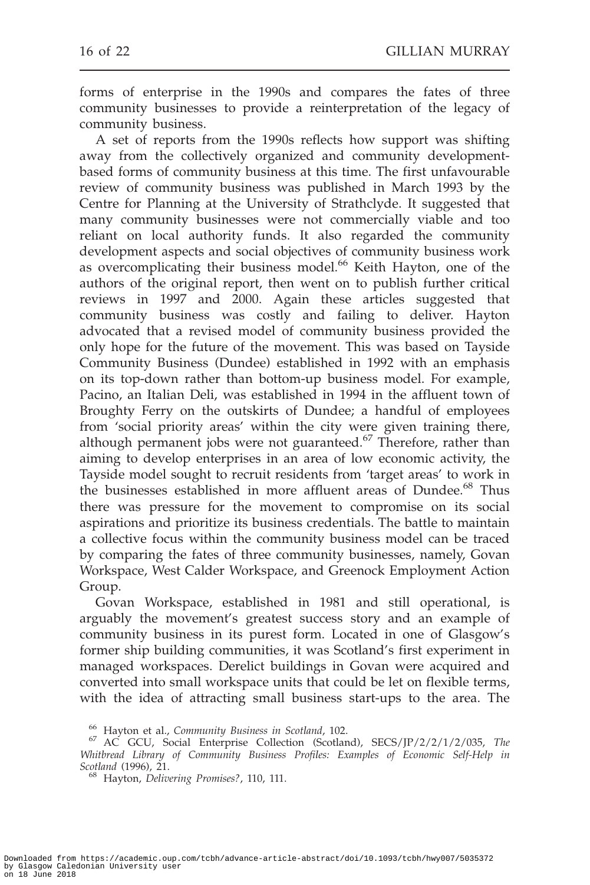forms of enterprise in the 1990s and compares the fates of three community businesses to provide a reinterpretation of the legacy of community business.

A set of reports from the 1990s reflects how support was shifting away from the collectively organized and community development-based forms of community business at this time. The first unfavourable review of community business was published in March 1993 by the Centre for Planning at the University of Strathclyde. It suggested that many community businesses were not commercially viable and too reliant on local authority funds. It also regarded the community development aspects and social objectives of community business work as overcomplicating their business model.[66] Keith Hayton, one of the authors of the original report, then went on to publish further critical reviews in 1997 and 2000. Again these articles suggested that community business was costly and failing to deliver. Hayton advocated that a revised model of community business provided the only hope for the future of the movement. This was based on Tayside Community Business (Dundee) established in 1992 with an emphasis on its top-down rather than bottom-up business model. For example, Pacino, an Italian Deli, was established in 1994 in the affluent town of Broughty Ferry on the outskirts of Dundee; a handful of employees from 'social priority areas' within the city were given training there, although permanent jobs were not guaranteed.[67] Therefore, rather than aiming to develop enterprises in an area of low economic activity, the Tayside model sought to recruit residents from 'target areas' to work in the businesses established in more affluent areas of Dundee.[68] Thus there was pressure for the movement to compromise on its social aspirations and prioritize its business credentials. The battle to maintain a collective focus within the community business model can be traced by comparing the fates of three community businesses, namely, Govan Workspace, West Calder Workspace, and Greenock Employment Action Group.

Govan Workspace, established in 1981 and still operational, is arguably the movement's greatest success story and an example of community business in its purest form. Located in one of Glasgow's former ship building communities, it was Scotland's first experiment in managed workspaces. Derelict buildings in Govan were acquired and converted into small workspace units that could be let on flexible terms, with the idea of attracting small business start-ups to the area. The

[66] Hayton et al., *Community Business in Scotland*, 102.

[67] AC GCU, Social Enterprise Collection (Scotland), SECS/JP/2/2/1/2/035, *The Whitbread Library of Community Business Profiles: Examples of Economic Self-Help in Scotland* (1996), 21.

[68] Hayton, *Delivering Promises?*, 110, 111.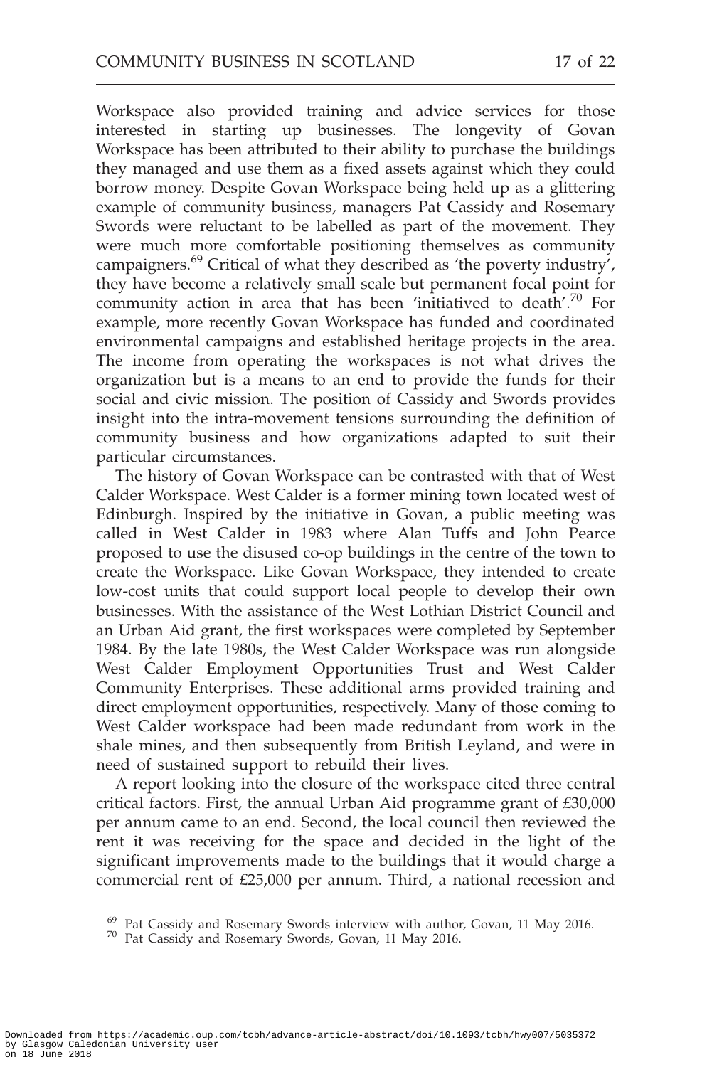Workspace also provided training and advice services for those interested in starting up businesses. The longevity of Govan Workspace has been attributed to their ability to purchase the buildings they managed and use them as a fixed assets against which they could borrow money. Despite Govan Workspace being held up as a glittering example of community business, managers Pat Cassidy and Rosemary Swords were reluctant to be labelled as part of the movement. They were much more comfortable positioning themselves as community campaigners.[69] Critical of what they described as 'the poverty industry', they have become a relatively small scale but permanent focal point for community action in area that has been 'initiatived to death'.[70] For example, more recently Govan Workspace has funded and coordinated environmental campaigns and established heritage projects in the area. The income from operating the workspaces is not what drives the organization but is a means to an end to provide the funds for their social and civic mission. The position of Cassidy and Swords provides insight into the intra-movement tensions surrounding the definition of community business and how organizations adapted to suit their particular circumstances.

The history of Govan Workspace can be contrasted with that of West Calder Workspace. West Calder is a former mining town located west of Edinburgh. Inspired by the initiative in Govan, a public meeting was called in West Calder in 1983 where Alan Tuffs and John Pearce proposed to use the disused co-op buildings in the centre of the town to create the Workspace. Like Govan Workspace, they intended to create low-cost units that could support local people to develop their own businesses. With the assistance of the West Lothian District Council and an Urban Aid grant, the first workspaces were completed by September 1984. By the late 1980s, the West Calder Workspace was run alongside West Calder Employment Opportunities Trust and West Calder Community Enterprises. These additional arms provided training and direct employment opportunities, respectively. Many of those coming to West Calder workspace had been made redundant from work in the shale mines, and then subsequently from British Leyland, and were in need of sustained support to rebuild their lives.

A report looking into the closure of the workspace cited three central critical factors. First, the annual Urban Aid programme grant of £30,000 per annum came to an end. Second, the local council then reviewed the rent it was receiving for the space and decided in the light of the significant improvements made to the buildings that it would charge a commercial rent of £25,000 per annum. Third, a national recession and

[69] Pat Cassidy and Rosemary Swords interview with author, Govan, 11 May 2016.

[70] Pat Cassidy and Rosemary Swords, Govan, 11 May 2016.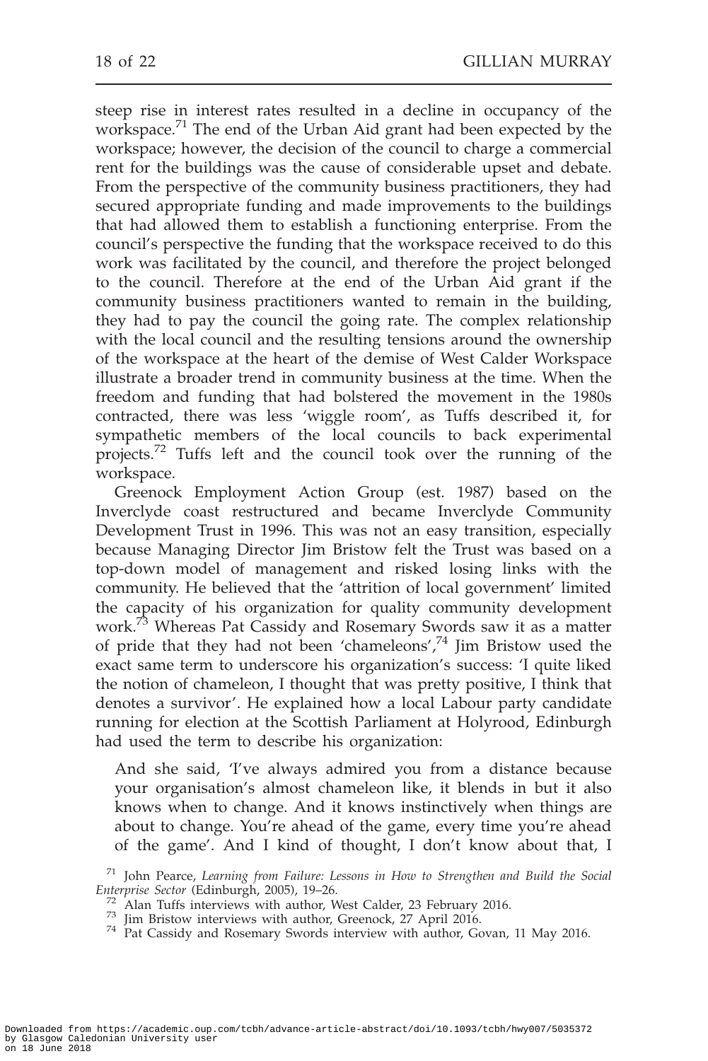steep rise in interest rates resulted in a decline in occupancy of the workspace.[71] The end of the Urban Aid grant had been expected by the workspace; however, the decision of the council to charge a commercial rent for the buildings was the cause of considerable upset and debate. From the perspective of the community business practitioners, they had secured appropriate funding and made improvements to the buildings that had allowed them to establish a functioning enterprise. From the council's perspective the funding that the workspace received to do this work was facilitated by the council, and therefore the project belonged to the council. Therefore at the end of the Urban Aid grant if the community business practitioners wanted to remain in the building, they had to pay the council the going rate. The complex relationship with the local council and the resulting tensions around the ownership of the workspace at the heart of the demise of West Calder Workspace illustrate a broader trend in community business at the time. When the freedom and funding that had bolstered the movement in the 1980s contracted, there was less 'wiggle room', as Tuffs described it, for sympathetic members of the local councils to back experimental projects.[72] Tuffs left and the council took over the running of the workspace.

Greenock Employment Action Group (est. 1987) based on the Inverclyde coast restructured and became Inverclyde Community Development Trust in 1996. This was not an easy transition, especially because Managing Director Jim Bristow felt the Trust was based on a top-down model of management and risked losing links with the community. He believed that the 'attrition of local government' limited the capacity of his organization for quality community development work.[73] Whereas Pat Cassidy and Rosemary Swords saw it as a matter of pride that they had not been 'chameleons',[74] Jim Bristow used the exact same term to underscore his organization's success: 'I quite liked the notion of chameleon, I thought that was pretty positive, I think that denotes a survivor'. He explained how a local Labour party candidate running for election at the Scottish Parliament at Holyrood, Edinburgh had used the term to describe his organization:

> And she said, 'I've always admired you from a distance because your organisation's almost chameleon like, it blends in but it also knows when to change. And it knows instinctively when things are about to change. You're ahead of the game, every time you're ahead of the game'. And I kind of thought, I don't know about that, I

[71] John Pearce, *Learning from Failure: Lessons in How to Strengthen and Build the Social Enterprise Sector* (Edinburgh, 2005), 19–26.

[72] Alan Tuffs interviews with author, West Calder, 23 February 2016.

[73] Jim Bristow interviews with author, Greenock, 27 April 2016.

[74] Pat Cassidy and Rosemary Swords interview with author, Govan, 11 May 2016.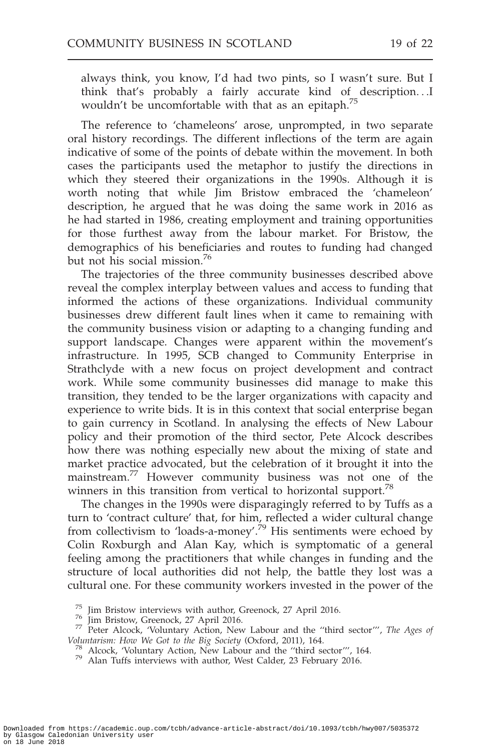always think, you know, I'd had two pints, so I wasn't sure. But I think that's probably a fairly accurate kind of description…I wouldn't be uncomfortable with that as an epitaph.[75]

The reference to 'chameleons' arose, unprompted, in two separate oral history recordings. The different inflections of the term are again indicative of some of the points of debate within the movement. In both cases the participants used the metaphor to justify the directions in which they steered their organizations in the 1990s. Although it is worth noting that while Jim Bristow embraced the 'chameleon' description, he argued that he was doing the same work in 2016 as he had started in 1986, creating employment and training opportunities for those furthest away from the labour market. For Bristow, the demographics of his beneficiaries and routes to funding had changed but not his social mission.[76]

The trajectories of the three community businesses described above reveal the complex interplay between values and access to funding that informed the actions of these organizations. Individual community businesses drew different fault lines when it came to remaining with the community business vision or adapting to a changing funding and support landscape. Changes were apparent within the movement's infrastructure. In 1995, SCB changed to Community Enterprise in Strathclyde with a new focus on project development and contract work. While some community businesses did manage to make this transition, they tended to be the larger organizations with capacity and experience to write bids. It is in this context that social enterprise began to gain currency in Scotland. In analysing the effects of New Labour policy and their promotion of the third sector, Pete Alcock describes how there was nothing especially new about the mixing of state and market practice advocated, but the celebration of it brought it into the mainstream.[77] However community business was not one of the winners in this transition from vertical to horizontal support.[78]

The changes in the 1990s were disparagingly referred to by Tuffs as a turn to 'contract culture' that, for him, reflected a wider cultural change from collectivism to 'loads-a-money'.[79] His sentiments were echoed by Colin Roxburgh and Alan Kay, which is symptomatic of a general feeling among the practitioners that while changes in funding and the structure of local authorities did not help, the battle they lost was a cultural one. For these community workers invested in the power of the

---

[75] Jim Bristow interviews with author, Greenock, 27 April 2016.

[76] Jim Bristow, Greenock, 27 April 2016.

[77] Peter Alcock, 'Voluntary Action, New Labour and the "third sector"', *The Ages of Voluntarism: How We Got to the Big Society* (Oxford, 2011), 164.

[78] Alcock, 'Voluntary Action, New Labour and the "third sector"', 164.

[79] Alan Tuffs interviews with author, West Calder, 23 February 2016.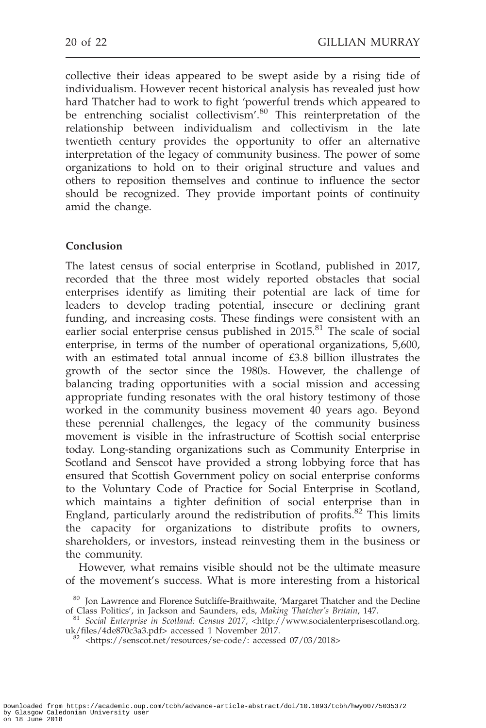collective their ideas appeared to be swept aside by a rising tide of individualism. However recent historical analysis has revealed just how hard Thatcher had to work to fight 'powerful trends which appeared to be entrenching socialist collectivism'.[80] This reinterpretation of the relationship between individualism and collectivism in the late twentieth century provides the opportunity to offer an alternative interpretation of the legacy of community business. The power of some organizations to hold on to their original structure and values and others to reposition themselves and continue to influence the sector should be recognized. They provide important points of continuity amid the change.

## Conclusion

The latest census of social enterprise in Scotland, published in 2017, recorded that the three most widely reported obstacles that social enterprises identify as limiting their potential are lack of time for leaders to develop trading potential, insecure or declining grant funding, and increasing costs. These findings were consistent with an earlier social enterprise census published in 2015.[81] The scale of social enterprise, in terms of the number of operational organizations, 5,600, with an estimated total annual income of £3.8 billion illustrates the growth of the sector since the 1980s. However, the challenge of balancing trading opportunities with a social mission and accessing appropriate funding resonates with the oral history testimony of those worked in the community business movement 40 years ago. Beyond these perennial challenges, the legacy of the community business movement is visible in the infrastructure of Scottish social enterprise today. Long-standing organizations such as Community Enterprise in Scotland and Senscot have provided a strong lobbying force that has ensured that Scottish Government policy on social enterprise conforms to the Voluntary Code of Practice for Social Enterprise in Scotland, which maintains a tighter definition of social enterprise than in England, particularly around the redistribution of profits.[82] This limits the capacity for organizations to distribute profits to owners, shareholders, or investors, instead reinvesting them in the business or the community.

However, what remains visible should not be the ultimate measure of the movement's success. What is more interesting from a historical

[80] Jon Lawrence and Florence Sutcliffe-Braithwaite, 'Margaret Thatcher and the Decline of Class Politics', in Jackson and Saunders, eds, *Making Thatcher's Britain*, 147.

[81] *Social Enterprise in Scotland: Census 2017*, <http://www.socialenterprisescotland.org.uk/files/4de870c3a3.pdf> accessed 1 November 2017.

[82] <https://senscot.net/resources/se-code/: accessed 07/03/2018>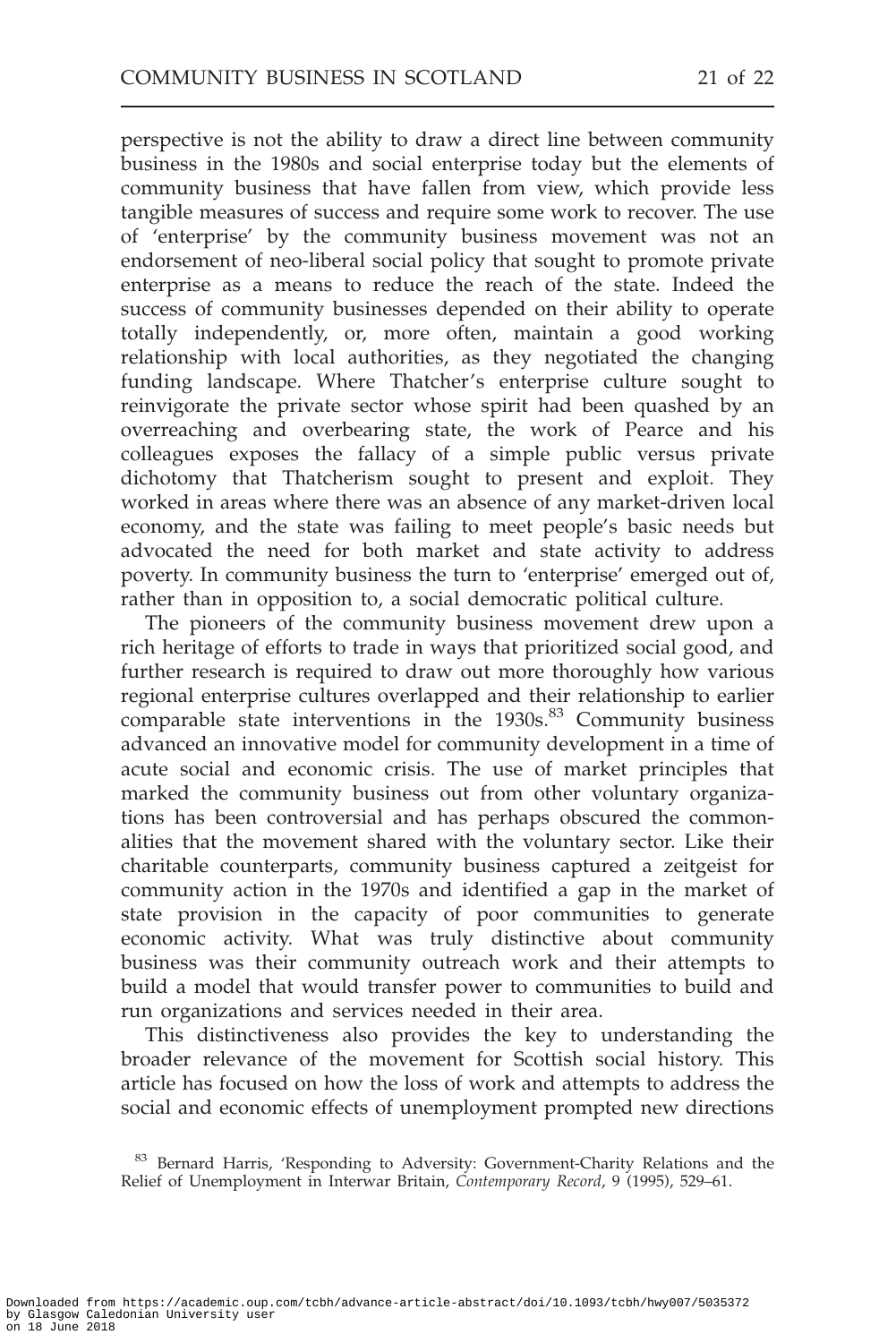perspective is not the ability to draw a direct line between community business in the 1980s and social enterprise today but the elements of community business that have fallen from view, which provide less tangible measures of success and require some work to recover. The use of 'enterprise' by the community business movement was not an endorsement of neo-liberal social policy that sought to promote private enterprise as a means to reduce the reach of the state. Indeed the success of community businesses depended on their ability to operate totally independently, or, more often, maintain a good working relationship with local authorities, as they negotiated the changing funding landscape. Where Thatcher's enterprise culture sought to reinvigorate the private sector whose spirit had been quashed by an overreaching and overbearing state, the work of Pearce and his colleagues exposes the fallacy of a simple public versus private dichotomy that Thatcherism sought to present and exploit. They worked in areas where there was an absence of any market-driven local economy, and the state was failing to meet people's basic needs but advocated the need for both market and state activity to address poverty. In community business the turn to 'enterprise' emerged out of, rather than in opposition to, a social democratic political culture.

The pioneers of the community business movement drew upon a rich heritage of efforts to trade in ways that prioritized social good, and further research is required to draw out more thoroughly how various regional enterprise cultures overlapped and their relationship to earlier comparable state interventions in the 1930s.[83] Community business advanced an innovative model for community development in a time of acute social and economic crisis. The use of market principles that marked the community business out from other voluntary organizations has been controversial and has perhaps obscured the commonalities that the movement shared with the voluntary sector. Like their charitable counterparts, community business captured a zeitgeist for community action in the 1970s and identified a gap in the market of state provision in the capacity of poor communities to generate economic activity. What was truly distinctive about community business was their community outreach work and their attempts to build a model that would transfer power to communities to build and run organizations and services needed in their area.

This distinctiveness also provides the key to understanding the broader relevance of the movement for Scottish social history. This article has focused on how the loss of work and attempts to address the social and economic effects of unemployment prompted new directions

[83] Bernard Harris, 'Responding to Adversity: Government-Charity Relations and the Relief of Unemployment in Interwar Britain, *Contemporary Record*, 9 (1995), 529–61.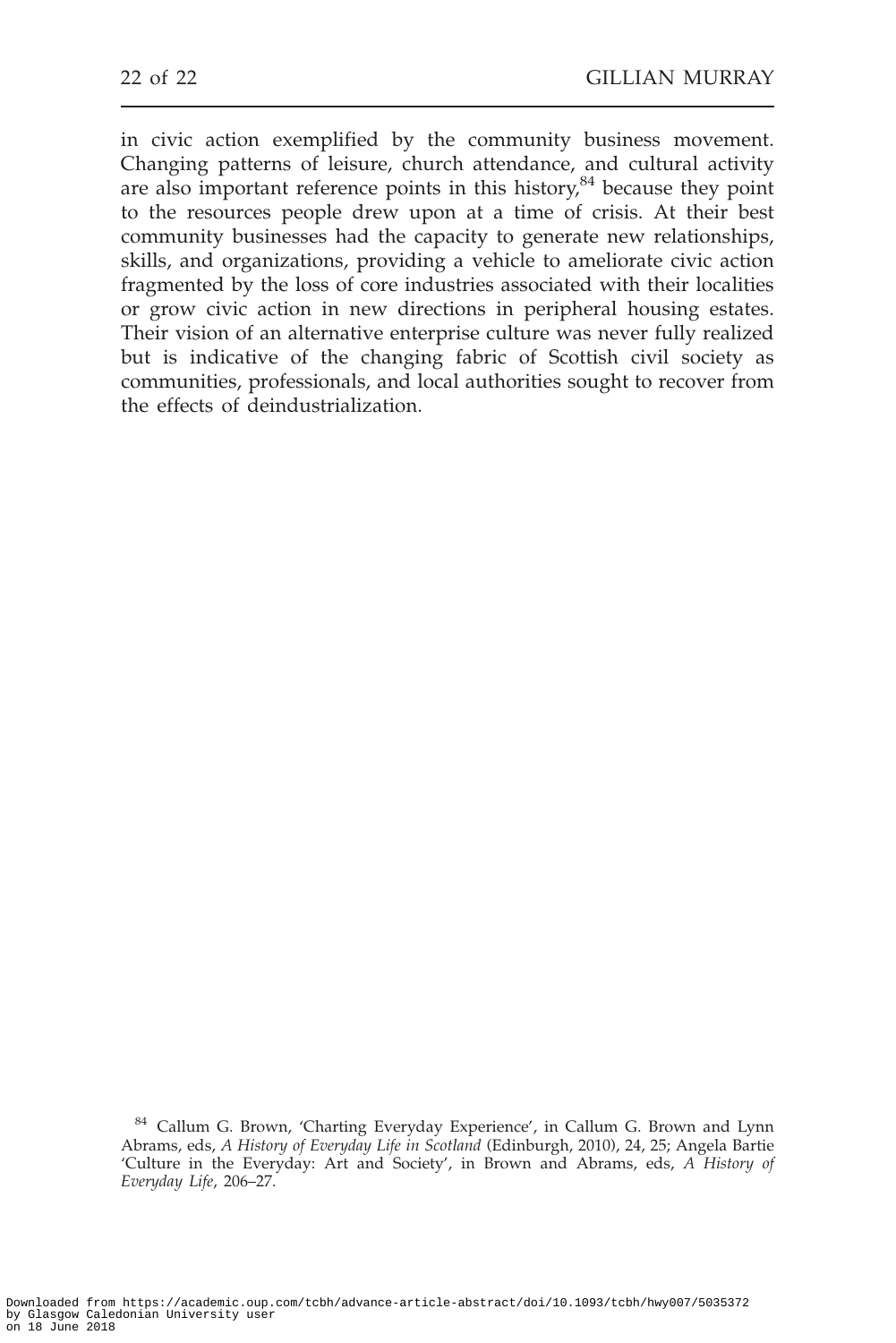in civic action exemplified by the community business movement. Changing patterns of leisure, church attendance, and cultural activity are also important reference points in this history,[84] because they point to the resources people drew upon at a time of crisis. At their best community businesses had the capacity to generate new relationships, skills, and organizations, providing a vehicle to ameliorate civic action fragmented by the loss of core industries associated with their localities or grow civic action in new directions in peripheral housing estates. Their vision of an alternative enterprise culture was never fully realized but is indicative of the changing fabric of Scottish civil society as communities, professionals, and local authorities sought to recover from the effects of deindustrialization.

[84] Callum G. Brown, 'Charting Everyday Experience', in Callum G. Brown and Lynn Abrams, eds, *A History of Everyday Life in Scotland* (Edinburgh, 2010), 24, 25; Angela Bartie 'Culture in the Everyday: Art and Society', in Brown and Abrams, eds, *A History of Everyday Life*, 206–27.

Downloaded from https://academic.oup.com/tcbh/advance-article-abstract/doi/10.1093/tcbh/hwy007/5035372 by Glasgow Caledonian University user on 18 June 2018